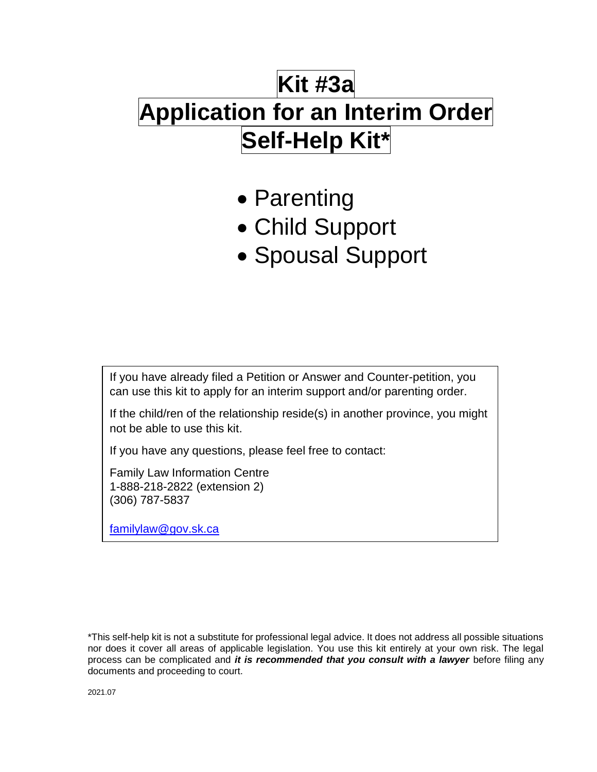# Kit #3a
# Application for an Interim Order
# Self-Help Kit*

- Parenting
- Child Support
- Spousal Support

If you have already filed a Petition or Answer and Counter-petition, you can use this kit to apply for an interim support and/or parenting order.

If the child/ren of the relationship reside(s) in another province, you might not be able to use this kit.

If you have any questions, please feel free to contact:

Family Law Information Centre
1-888-218-2822 (extension 2)
(306) 787-5837

familylaw@gov.sk.ca

*This self-help kit is not a substitute for professional legal advice. It does not address all possible situations nor does it cover all areas of applicable legislation. You use this kit entirely at your own risk. The legal process can be complicated and ***it is recommended that you consult with a lawyer*** before filing any documents and proceeding to court.

2021.07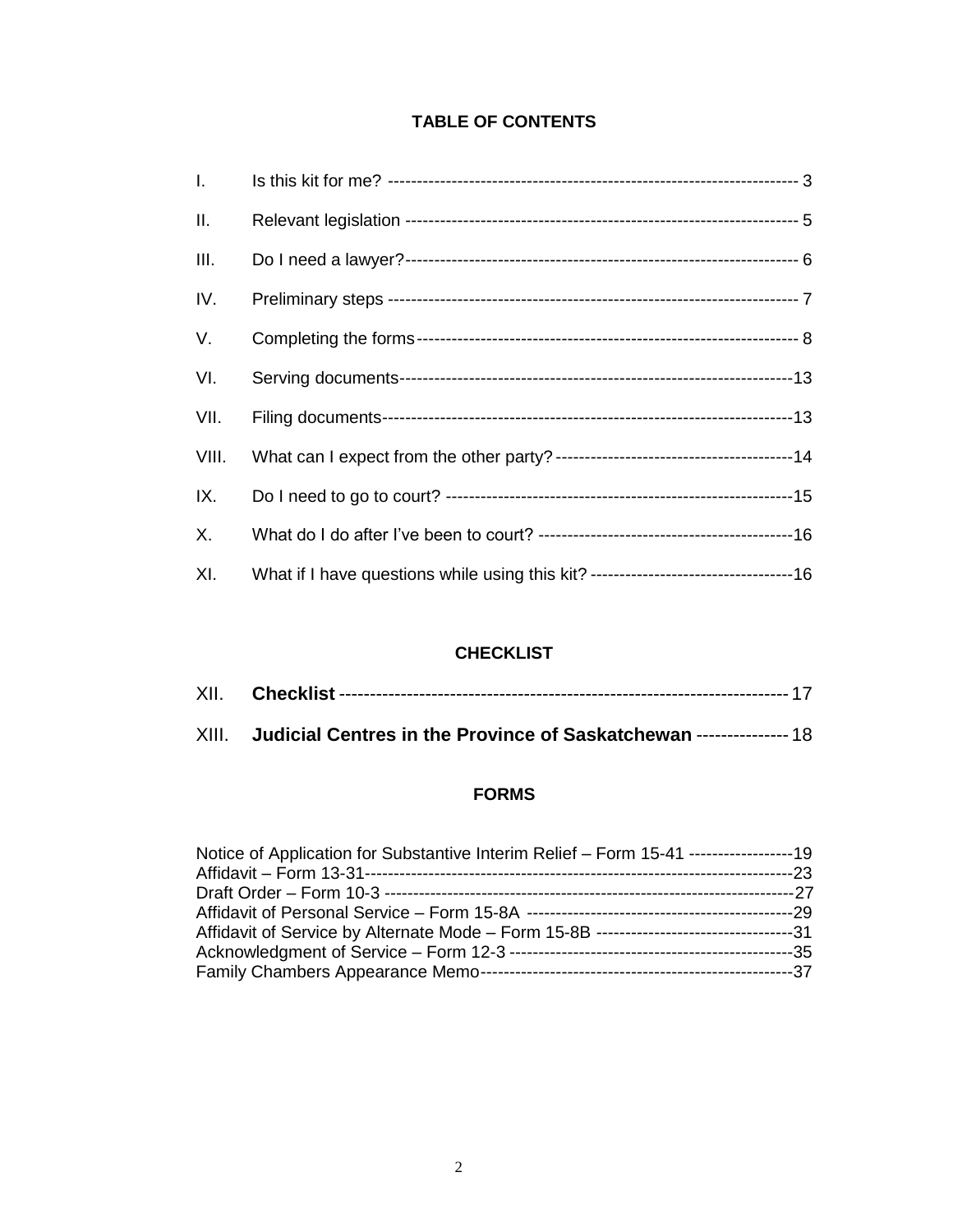## TABLE OF CONTENTS

| | | |
|---|---|---|
| I. | Is this kit for me? | 3 |
| II. | Relevant legislation | 5 |
| III. | Do I need a lawyer? | 6 |
| IV. | Preliminary steps | 7 |
| V. | Completing the forms | 8 |
| VI. | Serving documents | 13 |
| VII. | Filing documents | 13 |
| VIII. | What can I expect from the other party? | 14 |
| IX. | Do I need to go to court? | 15 |
| X. | What do I do after I've been to court? | 16 |
| XI. | What if I have questions while using this kit? | 16 |

## CHECKLIST

| | | |
|---|---|---|
| XII. | **Checklist** | 17 |
| XIII. | **Judicial Centres in the Province of Saskatchewan** | 18 |

## FORMS

| | |
|---|---|
| Notice of Application for Substantive Interim Relief – Form 15-41 | 19 |
| Affidavit – Form 13-31 | 23 |
| Draft Order – Form 10-3 | 27 |
| Affidavit of Personal Service – Form 15-8A | 29 |
| Affidavit of Service by Alternate Mode – Form 15-8B | 31 |
| Acknowledgment of Service – Form 12-3 | 35 |
| Family Chambers Appearance Memo | 37 |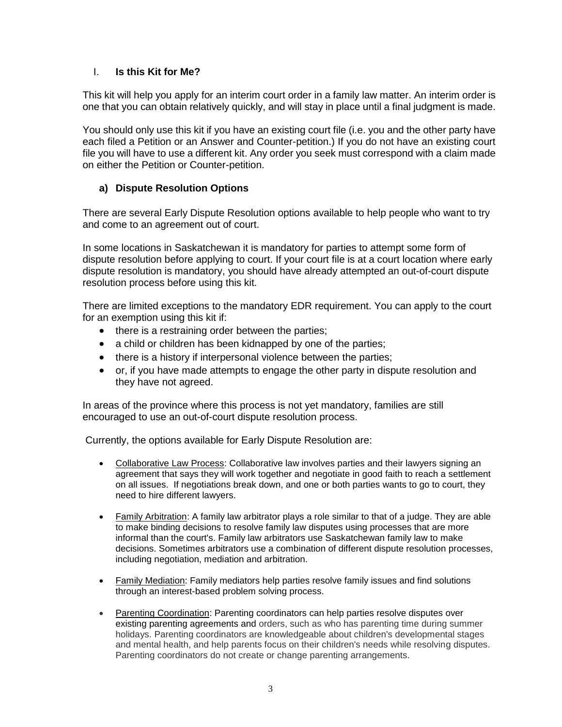## I. **Is this Kit for Me?**

This kit will help you apply for an interim court order in a family law matter. An interim order is one that you can obtain relatively quickly, and will stay in place until a final judgment is made.

You should only use this kit if you have an existing court file (i.e. you and the other party have each filed a Petition or an Answer and Counter-petition.) If you do not have an existing court file you will have to use a different kit. Any order you seek must correspond with a claim made on either the Petition or Counter-petition.

### a) Dispute Resolution Options

There are several Early Dispute Resolution options available to help people who want to try and come to an agreement out of court.

In some locations in Saskatchewan it is mandatory for parties to attempt some form of dispute resolution before applying to court. If your court file is at a court location where early dispute resolution is mandatory, you should have already attempted an out-of-court dispute resolution process before using this kit.

There are limited exceptions to the mandatory EDR requirement. You can apply to the court for an exemption using this kit if:

- there is a restraining order between the parties;
- a child or children has been kidnapped by one of the parties;
- there is a history if interpersonal violence between the parties;
- or, if you have made attempts to engage the other party in dispute resolution and they have not agreed.

In areas of the province where this process is not yet mandatory, families are still encouraged to use an out-of-court dispute resolution process.

Currently, the options available for Early Dispute Resolution are:

- Collaborative Law Process: Collaborative law involves parties and their lawyers signing an agreement that says they will work together and negotiate in good faith to reach a settlement on all issues. If negotiations break down, and one or both parties wants to go to court, they need to hire different lawyers.
- Family Arbitration: A family law arbitrator plays a role similar to that of a judge. They are able to make binding decisions to resolve family law disputes using processes that are more informal than the court's. Family law arbitrators use Saskatchewan family law to make decisions. Sometimes arbitrators use a combination of different dispute resolution processes, including negotiation, mediation and arbitration.
- Family Mediation: Family mediators help parties resolve family issues and find solutions through an interest-based problem solving process.
- Parenting Coordination: Parenting coordinators can help parties resolve disputes over existing parenting agreements and orders, such as who has parenting time during summer holidays. Parenting coordinators are knowledgeable about children's developmental stages and mental health, and help parents focus on their children's needs while resolving disputes. Parenting coordinators do not create or change parenting arrangements.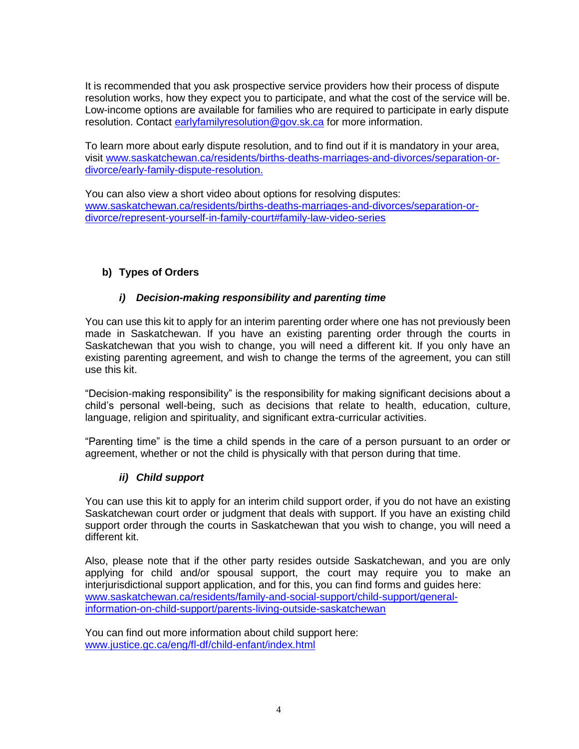It is recommended that you ask prospective service providers how their process of dispute resolution works, how they expect you to participate, and what the cost of the service will be. Low-income options are available for families who are required to participate in early dispute resolution. Contact earlyfamilyresolution@gov.sk.ca for more information.

To learn more about early dispute resolution, and to find out if it is mandatory in your area, visit www.saskatchewan.ca/residents/births-deaths-marriages-and-divorces/separation-or-divorce/early-family-dispute-resolution.

You can also view a short video about options for resolving disputes: www.saskatchewan.ca/residents/births-deaths-marriages-and-divorces/separation-or-divorce/represent-yourself-in-family-court#family-law-video-series

### b) Types of Orders

#### *i) Decision-making responsibility and parenting time*

You can use this kit to apply for an interim parenting order where one has not previously been made in Saskatchewan. If you have an existing parenting order through the courts in Saskatchewan that you wish to change, you will need a different kit. If you only have an existing parenting agreement, and wish to change the terms of the agreement, you can still use this kit.

"Decision-making responsibility" is the responsibility for making significant decisions about a child's personal well-being, such as decisions that relate to health, education, culture, language, religion and spirituality, and significant extra-curricular activities.

"Parenting time" is the time a child spends in the care of a person pursuant to an order or agreement, whether or not the child is physically with that person during that time.

#### *ii) Child support*

You can use this kit to apply for an interim child support order, if you do not have an existing Saskatchewan court order or judgment that deals with support. If you have an existing child support order through the courts in Saskatchewan that you wish to change, you will need a different kit.

Also, please note that if the other party resides outside Saskatchewan, and you are only applying for child and/or spousal support, the court may require you to make an interjurisdictional support application, and for this, you can find forms and guides here: www.saskatchewan.ca/residents/family-and-social-support/child-support/general-information-on-child-support/parents-living-outside-saskatchewan

You can find out more information about child support here: www.justice.gc.ca/eng/fl-df/child-enfant/index.html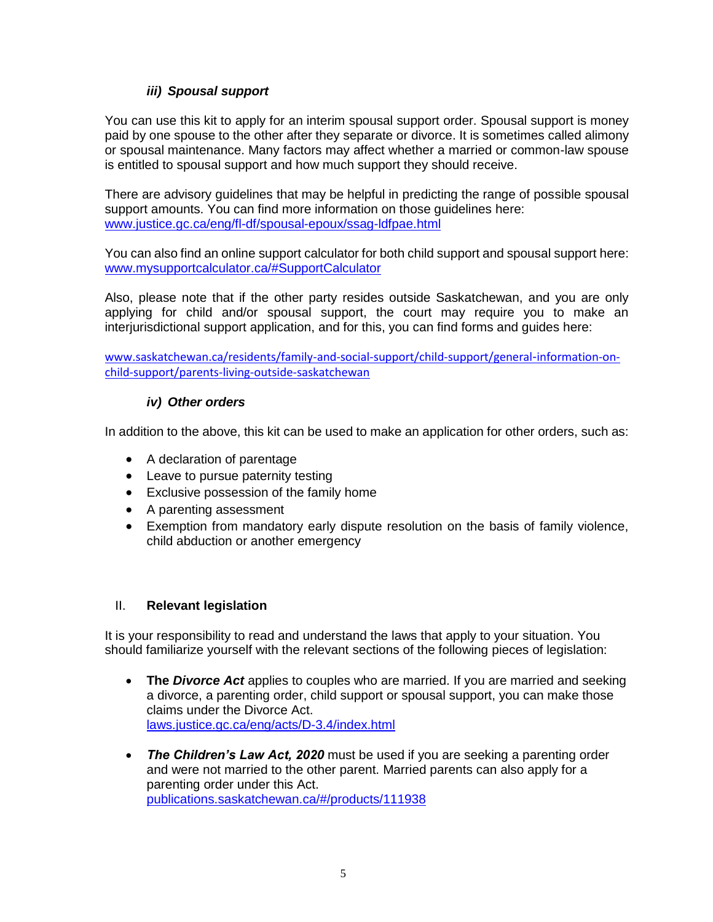### *iii) Spousal support*

You can use this kit to apply for an interim spousal support order. Spousal support is money paid by one spouse to the other after they separate or divorce. It is sometimes called alimony or spousal maintenance. Many factors may affect whether a married or common-law spouse is entitled to spousal support and how much support they should receive.

There are advisory guidelines that may be helpful in predicting the range of possible spousal support amounts. You can find more information on those guidelines here: www.justice.gc.ca/eng/fl-df/spousal-epoux/ssag-ldfpae.html

You can also find an online support calculator for both child support and spousal support here: www.mysupportcalculator.ca/#SupportCalculator

Also, please note that if the other party resides outside Saskatchewan, and you are only applying for child and/or spousal support, the court may require you to make an interjurisdictional support application, and for this, you can find forms and guides here:

www.saskatchewan.ca/residents/family-and-social-support/child-support/general-information-on-child-support/parents-living-outside-saskatchewan

### *iv) Other orders*

In addition to the above, this kit can be used to make an application for other orders, such as:

- A declaration of parentage
- Leave to pursue paternity testing
- Exclusive possession of the family home
- A parenting assessment
- Exemption from mandatory early dispute resolution on the basis of family violence, child abduction or another emergency

## II. Relevant legislation

It is your responsibility to read and understand the laws that apply to your situation. You should familiarize yourself with the relevant sections of the following pieces of legislation:

- **The *Divorce Act*** applies to couples who are married. If you are married and seeking a divorce, a parenting order, child support or spousal support, you can make those claims under the Divorce Act.
  laws.justice.gc.ca/eng/acts/D-3.4/index.html

- ***The Children's Law Act, 2020*** must be used if you are seeking a parenting order and were not married to the other parent. Married parents can also apply for a parenting order under this Act.
  publications.saskatchewan.ca/#/products/111938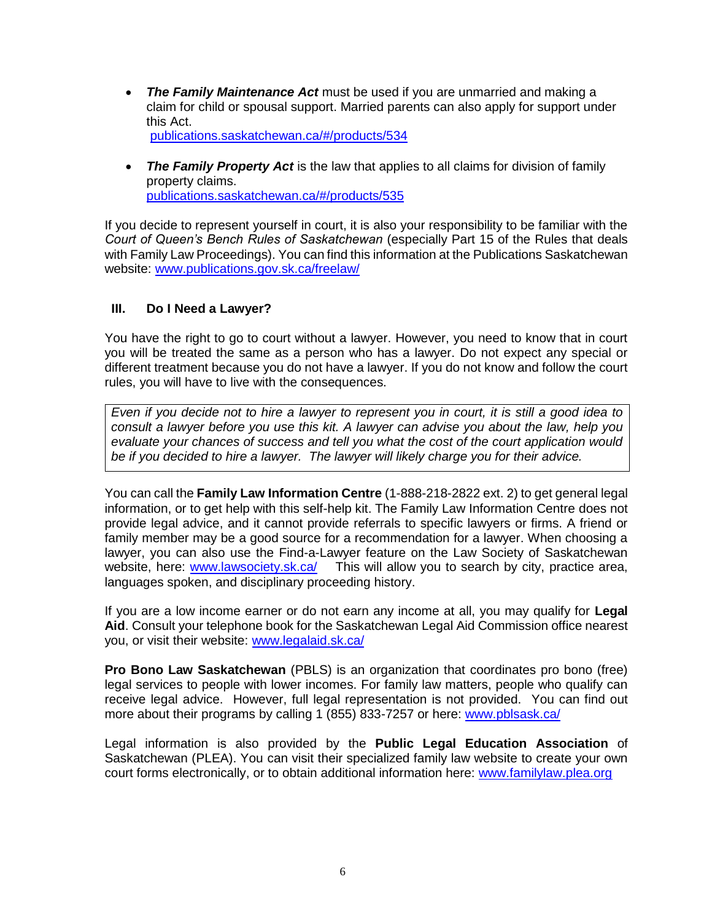- ***The Family Maintenance Act*** must be used if you are unmarried and making a claim for child or spousal support. Married parents can also apply for support under this Act.
  publications.saskatchewan.ca/#/products/534

- ***The Family Property Act*** is the law that applies to all claims for division of family property claims.
  publications.saskatchewan.ca/#/products/535

If you decide to represent yourself in court, it is also your responsibility to be familiar with the *Court of Queen's Bench Rules of Saskatchewan* (especially Part 15 of the Rules that deals with Family Law Proceedings). You can find this information at the Publications Saskatchewan website: www.publications.gov.sk.ca/freelaw/

## III. Do I Need a Lawyer?

You have the right to go to court without a lawyer. However, you need to know that in court you will be treated the same as a person who has a lawyer. Do not expect any special or different treatment because you do not have a lawyer. If you do not know and follow the court rules, you will have to live with the consequences.

> *Even if you decide not to hire a lawyer to represent you in court, it is still a good idea to consult a lawyer before you use this kit. A lawyer can advise you about the law, help you evaluate your chances of success and tell you what the cost of the court application would be if you decided to hire a lawyer. The lawyer will likely charge you for their advice.*

You can call the **Family Law Information Centre** (1-888-218-2822 ext. 2) to get general legal information, or to get help with this self-help kit. The Family Law Information Centre does not provide legal advice, and it cannot provide referrals to specific lawyers or firms. A friend or family member may be a good source for a recommendation for a lawyer. When choosing a lawyer, you can also use the Find-a-Lawyer feature on the Law Society of Saskatchewan website, here: www.lawsociety.sk.ca/ This will allow you to search by city, practice area, languages spoken, and disciplinary proceeding history.

If you are a low income earner or do not earn any income at all, you may qualify for **Legal Aid**. Consult your telephone book for the Saskatchewan Legal Aid Commission office nearest you, or visit their website: www.legalaid.sk.ca/

**Pro Bono Law Saskatchewan** (PBLS) is an organization that coordinates pro bono (free) legal services to people with lower incomes. For family law matters, people who qualify can receive legal advice. However, full legal representation is not provided. You can find out more about their programs by calling 1 (855) 833-7257 or here: www.pblsask.ca/

Legal information is also provided by the **Public Legal Education Association** of Saskatchewan (PLEA). You can visit their specialized family law website to create your own court forms electronically, or to obtain additional information here: www.familylaw.plea.org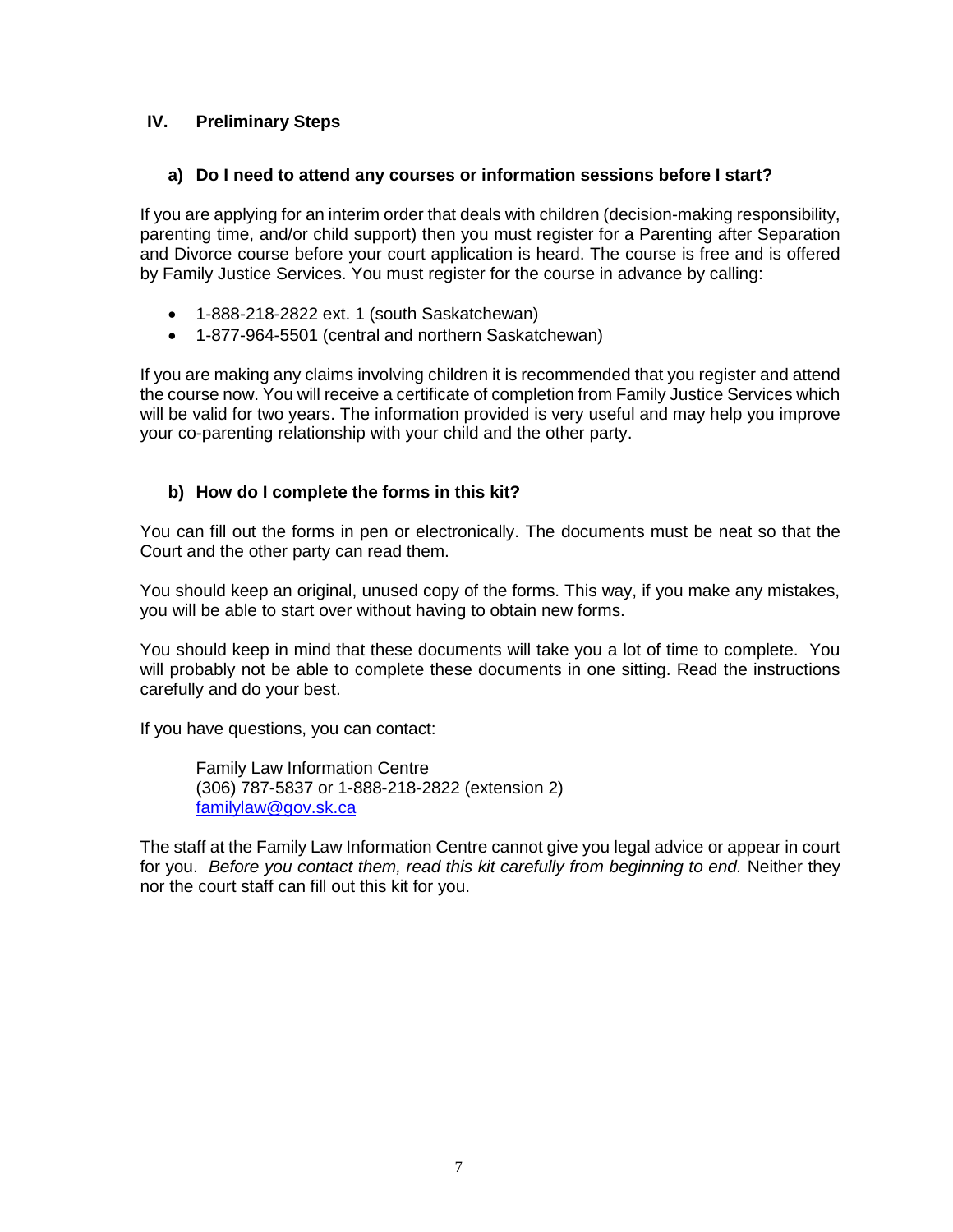## IV. Preliminary Steps

### a) Do I need to attend any courses or information sessions before I start?

If you are applying for an interim order that deals with children (decision-making responsibility, parenting time, and/or child support) then you must register for a Parenting after Separation and Divorce course before your court application is heard. The course is free and is offered by Family Justice Services. You must register for the course in advance by calling:

- 1-888-218-2822 ext. 1 (south Saskatchewan)
- 1-877-964-5501 (central and northern Saskatchewan)

If you are making any claims involving children it is recommended that you register and attend the course now. You will receive a certificate of completion from Family Justice Services which will be valid for two years. The information provided is very useful and may help you improve your co-parenting relationship with your child and the other party.

### b) How do I complete the forms in this kit?

You can fill out the forms in pen or electronically. The documents must be neat so that the Court and the other party can read them.

You should keep an original, unused copy of the forms. This way, if you make any mistakes, you will be able to start over without having to obtain new forms.

You should keep in mind that these documents will take you a lot of time to complete. You will probably not be able to complete these documents in one sitting. Read the instructions carefully and do your best.

If you have questions, you can contact:

> Family Law Information Centre
> (306) 787-5837 or 1-888-218-2822 (extension 2)
> [familylaw@gov.sk.ca](mailto:familylaw@gov.sk.ca)

The staff at the Family Law Information Centre cannot give you legal advice or appear in court for you. *Before you contact them, read this kit carefully from beginning to end.* Neither they nor the court staff can fill out this kit for you.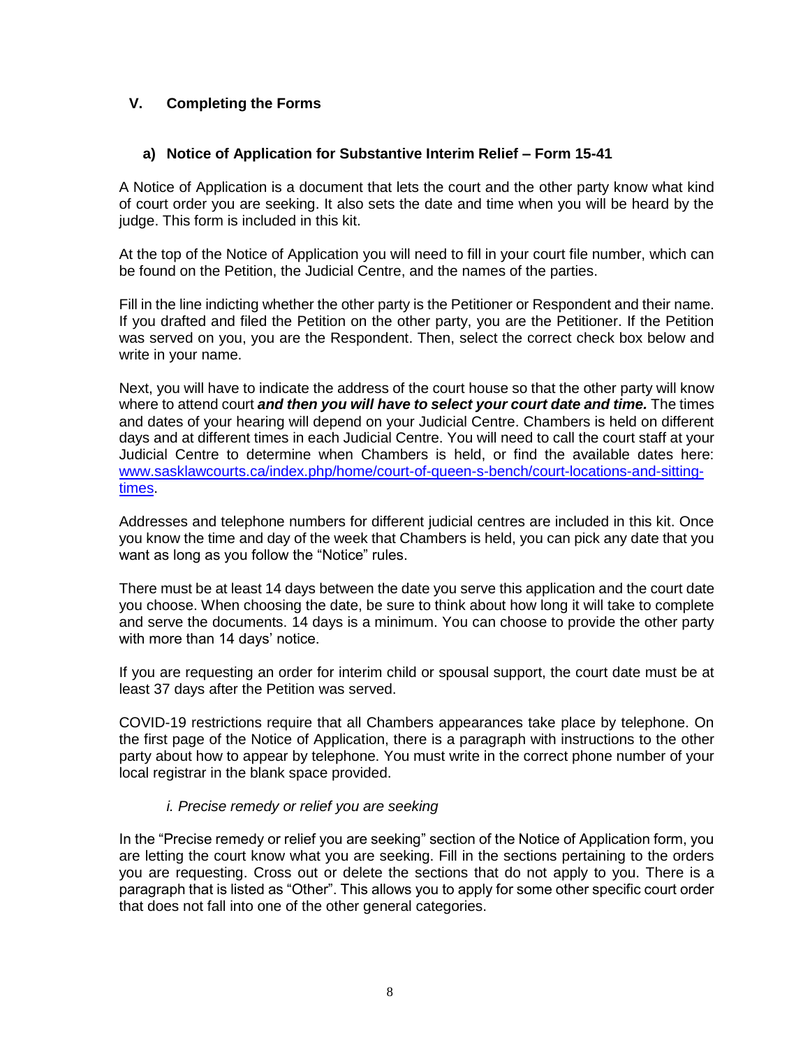## V. Completing the Forms

### a) Notice of Application for Substantive Interim Relief – Form 15-41

A Notice of Application is a document that lets the court and the other party know what kind of court order you are seeking. It also sets the date and time when you will be heard by the judge. This form is included in this kit.

At the top of the Notice of Application you will need to fill in your court file number, which can be found on the Petition, the Judicial Centre, and the names of the parties.

Fill in the line indicting whether the other party is the Petitioner or Respondent and their name. If you drafted and filed the Petition on the other party, you are the Petitioner. If the Petition was served on you, you are the Respondent. Then, select the correct check box below and write in your name.

Next, you will have to indicate the address of the court house so that the other party will know where to attend court ***and then you will have to select your court date and time.*** The times and dates of your hearing will depend on your Judicial Centre. Chambers is held on different days and at different times in each Judicial Centre. You will need to call the court staff at your Judicial Centre to determine when Chambers is held, or find the available dates here: [www.sasklawcourts.ca/index.php/home/court-of-queen-s-bench/court-locations-and-sitting-times](www.sasklawcourts.ca/index.php/home/court-of-queen-s-bench/court-locations-and-sitting-times).

Addresses and telephone numbers for different judicial centres are included in this kit. Once you know the time and day of the week that Chambers is held, you can pick any date that you want as long as you follow the "Notice" rules.

There must be at least 14 days between the date you serve this application and the court date you choose. When choosing the date, be sure to think about how long it will take to complete and serve the documents. 14 days is a minimum. You can choose to provide the other party with more than 14 days' notice.

If you are requesting an order for interim child or spousal support, the court date must be at least 37 days after the Petition was served.

COVID-19 restrictions require that all Chambers appearances take place by telephone. On the first page of the Notice of Application, there is a paragraph with instructions to the other party about how to appear by telephone. You must write in the correct phone number of your local registrar in the blank space provided.

#### *i. Precise remedy or relief you are seeking*

In the "Precise remedy or relief you are seeking" section of the Notice of Application form, you are letting the court know what you are seeking. Fill in the sections pertaining to the orders you are requesting. Cross out or delete the sections that do not apply to you. There is a paragraph that is listed as "Other". This allows you to apply for some other specific court order that does not fall into one of the other general categories.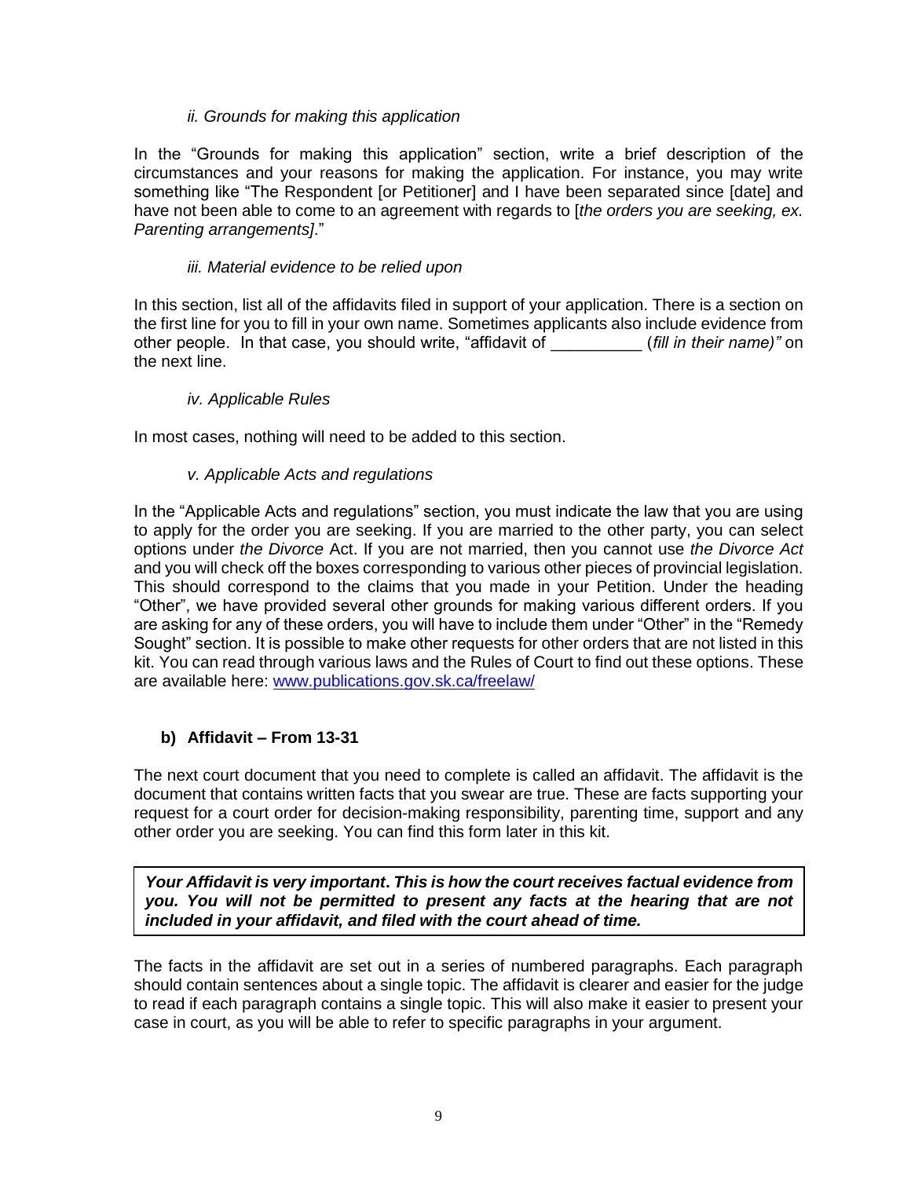*ii. Grounds for making this application*

In the "Grounds for making this application" section, write a brief description of the circumstances and your reasons for making the application. For instance, you may write something like "The Respondent [or Petitioner] and I have been separated since [date] and have not been able to come to an agreement with regards to [*the orders you are seeking, ex. Parenting arrangements]*."

*iii. Material evidence to be relied upon*

In this section, list all of the affidavits filed in support of your application. There is a section on the first line for you to fill in your own name. Sometimes applicants also include evidence from other people. In that case, you should write, "affidavit of __________ (*fill in their name)"* on the next line.

*iv. Applicable Rules*

In most cases, nothing will need to be added to this section.

*v. Applicable Acts and regulations*

In the "Applicable Acts and regulations" section, you must indicate the law that you are using to apply for the order you are seeking. If you are married to the other party, you can select options under *the Divorce* Act. If you are not married, then you cannot use *the Divorce Act* and you will check off the boxes corresponding to various other pieces of provincial legislation. This should correspond to the claims that you made in your Petition. Under the heading "Other", we have provided several other grounds for making various different orders. If you are asking for any of these orders, you will have to include them under "Other" in the "Remedy Sought" section. It is possible to make other requests for other orders that are not listed in this kit. You can read through various laws and the Rules of Court to find out these options. These are available here: [www.publications.gov.sk.ca/freelaw/](http://www.publications.gov.sk.ca/freelaw/)

### b) Affidavit – From 13-31

The next court document that you need to complete is called an affidavit. The affidavit is the document that contains written facts that you swear are true. These are facts supporting your request for a court order for decision-making responsibility, parenting time, support and any other order you are seeking. You can find this form later in this kit.

> ***Your Affidavit is very important. This is how the court receives factual evidence from you. You will not be permitted to present any facts at the hearing that are not included in your affidavit, and filed with the court ahead of time.***

The facts in the affidavit are set out in a series of numbered paragraphs. Each paragraph should contain sentences about a single topic. The affidavit is clearer and easier for the judge to read if each paragraph contains a single topic. This will also make it easier to present your case in court, as you will be able to refer to specific paragraphs in your argument.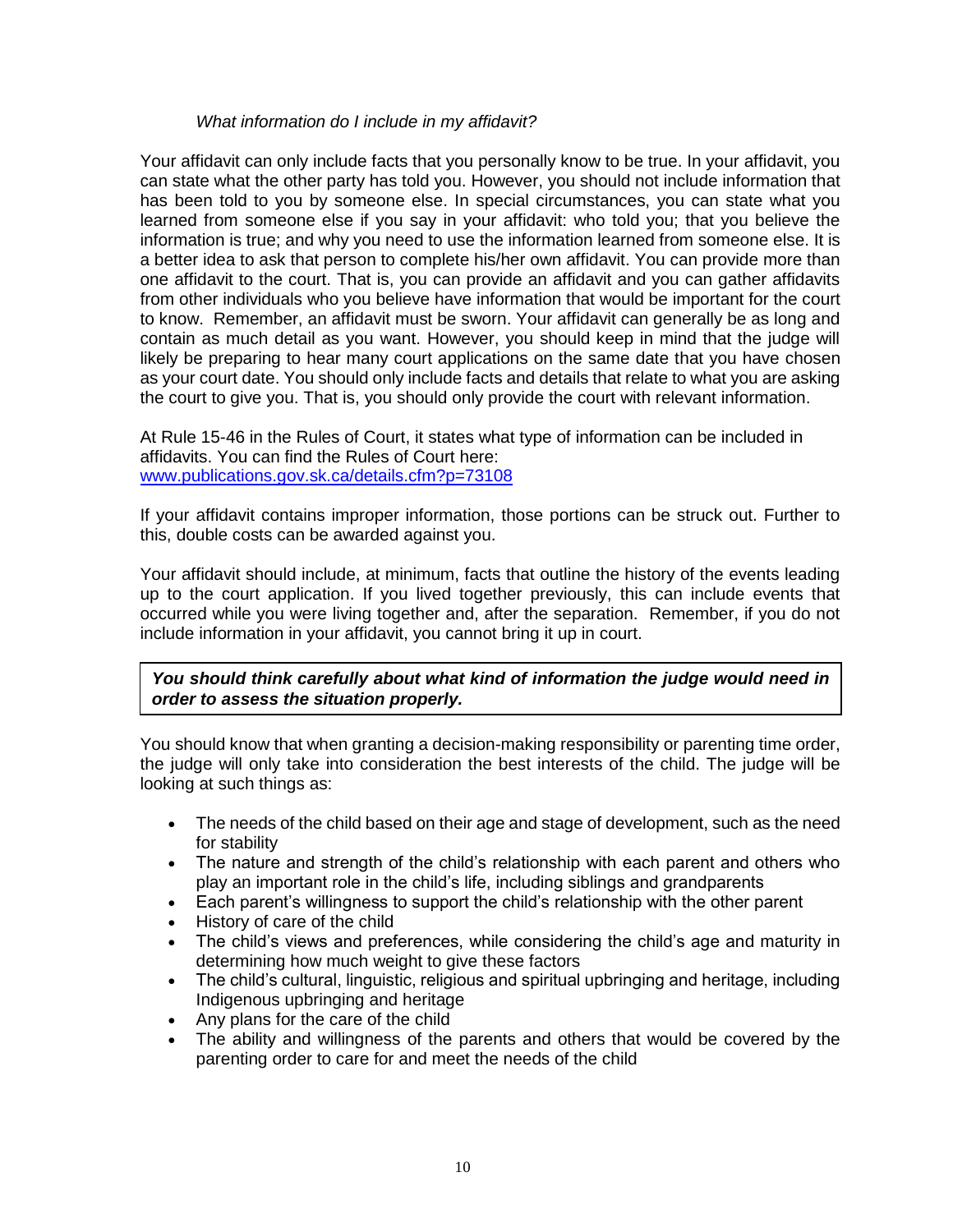*What information do I include in my affidavit?*

Your affidavit can only include facts that you personally know to be true. In your affidavit, you can state what the other party has told you. However, you should not include information that has been told to you by someone else. In special circumstances, you can state what you learned from someone else if you say in your affidavit: who told you; that you believe the information is true; and why you need to use the information learned from someone else. It is a better idea to ask that person to complete his/her own affidavit. You can provide more than one affidavit to the court. That is, you can provide an affidavit and you can gather affidavits from other individuals who you believe have information that would be important for the court to know. Remember, an affidavit must be sworn. Your affidavit can generally be as long and contain as much detail as you want. However, you should keep in mind that the judge will likely be preparing to hear many court applications on the same date that you have chosen as your court date. You should only include facts and details that relate to what you are asking the court to give you. That is, you should only provide the court with relevant information.

At Rule 15-46 in the Rules of Court, it states what type of information can be included in affidavits. You can find the Rules of Court here: [www.publications.gov.sk.ca/details.cfm?p=73108](http://www.publications.gov.sk.ca/details.cfm?p=73108)

If your affidavit contains improper information, those portions can be struck out. Further to this, double costs can be awarded against you.

Your affidavit should include, at minimum, facts that outline the history of the events leading up to the court application. If you lived together previously, this can include events that occurred while you were living together and, after the separation. Remember, if you do not include information in your affidavit, you cannot bring it up in court.

***You should think carefully about what kind of information the judge would need in order to assess the situation properly.***

You should know that when granting a decision-making responsibility or parenting time order, the judge will only take into consideration the best interests of the child. The judge will be looking at such things as:

- The needs of the child based on their age and stage of development, such as the need for stability
- The nature and strength of the child's relationship with each parent and others who play an important role in the child's life, including siblings and grandparents
- Each parent's willingness to support the child's relationship with the other parent
- History of care of the child
- The child's views and preferences, while considering the child's age and maturity in determining how much weight to give these factors
- The child's cultural, linguistic, religious and spiritual upbringing and heritage, including Indigenous upbringing and heritage
- Any plans for the care of the child
- The ability and willingness of the parents and others that would be covered by the parenting order to care for and meet the needs of the child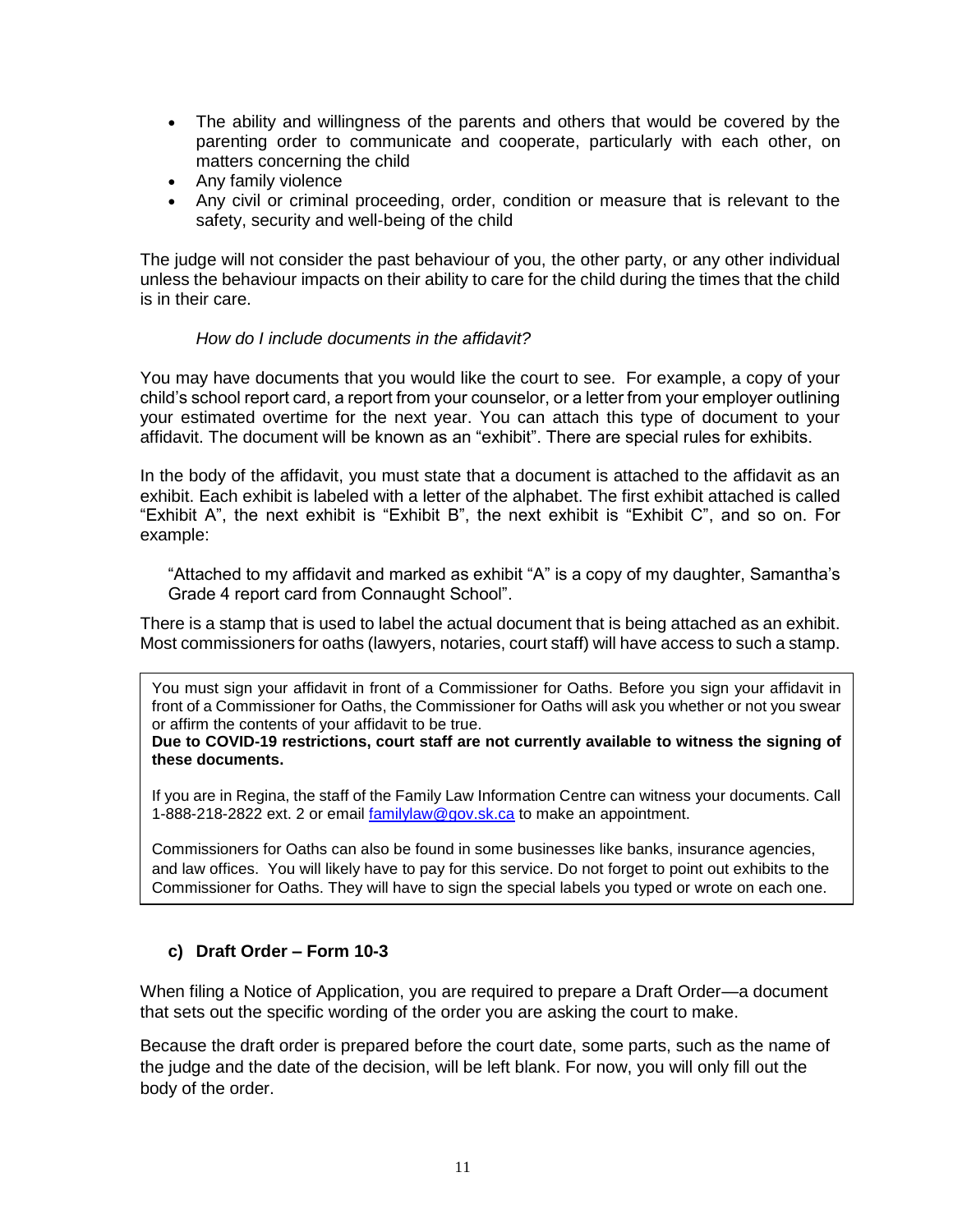- The ability and willingness of the parents and others that would be covered by the parenting order to communicate and cooperate, particularly with each other, on matters concerning the child
- Any family violence
- Any civil or criminal proceeding, order, condition or measure that is relevant to the safety, security and well-being of the child

The judge will not consider the past behaviour of you, the other party, or any other individual unless the behaviour impacts on their ability to care for the child during the times that the child is in their care.

*How do I include documents in the affidavit?*

You may have documents that you would like the court to see. For example, a copy of your child's school report card, a report from your counselor, or a letter from your employer outlining your estimated overtime for the next year. You can attach this type of document to your affidavit. The document will be known as an "exhibit". There are special rules for exhibits.

In the body of the affidavit, you must state that a document is attached to the affidavit as an exhibit. Each exhibit is labeled with a letter of the alphabet. The first exhibit attached is called "Exhibit A", the next exhibit is "Exhibit B", the next exhibit is "Exhibit C", and so on. For example:

> "Attached to my affidavit and marked as exhibit "A" is a copy of my daughter, Samantha's Grade 4 report card from Connaught School".

There is a stamp that is used to label the actual document that is being attached as an exhibit. Most commissioners for oaths (lawyers, notaries, court staff) will have access to such a stamp.

> You must sign your affidavit in front of a Commissioner for Oaths. Before you sign your affidavit in front of a Commissioner for Oaths, the Commissioner for Oaths will ask you whether or not you swear or affirm the contents of your affidavit to be true.
> **Due to COVID-19 restrictions, court staff are not currently available to witness the signing of these documents.**
>
> If you are in Regina, the staff of the Family Law Information Centre can witness your documents. Call 1-888-218-2822 ext. 2 or email familylaw@gov.sk.ca to make an appointment.
>
> Commissioners for Oaths can also be found in some businesses like banks, insurance agencies, and law offices. You will likely have to pay for this service. Do not forget to point out exhibits to the Commissioner for Oaths. They will have to sign the special labels you typed or wrote on each one.

### c) Draft Order – Form 10-3

When filing a Notice of Application, you are required to prepare a Draft Order—a document that sets out the specific wording of the order you are asking the court to make.

Because the draft order is prepared before the court date, some parts, such as the name of the judge and the date of the decision, will be left blank. For now, you will only fill out the body of the order.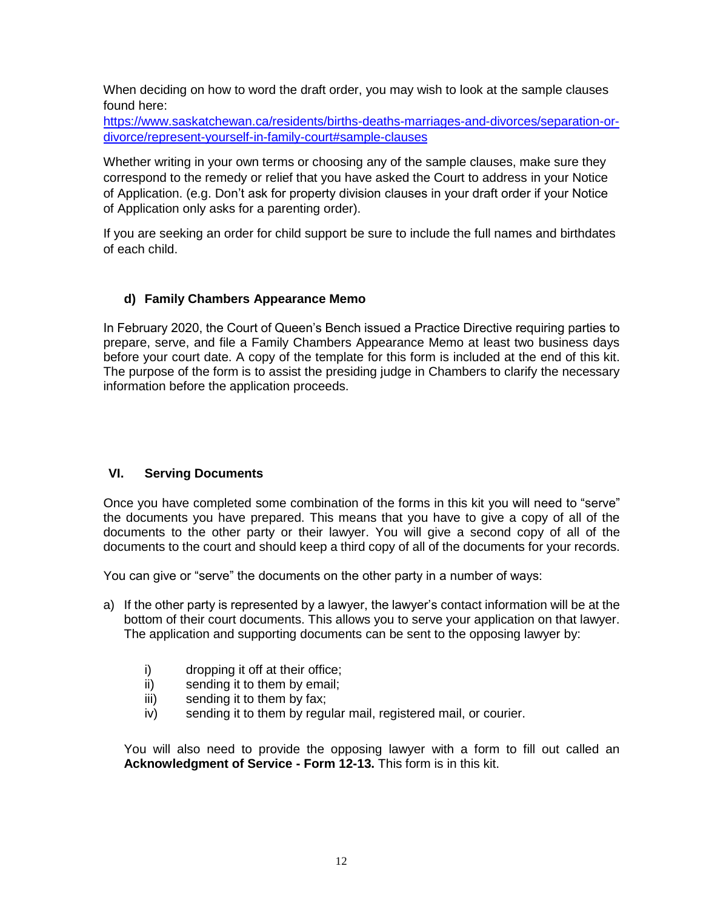When deciding on how to word the draft order, you may wish to look at the sample clauses found here:
[https://www.saskatchewan.ca/residents/births-deaths-marriages-and-divorces/separation-or-divorce/represent-yourself-in-family-court#sample-clauses](https://www.saskatchewan.ca/residents/births-deaths-marriages-and-divorces/separation-or-divorce/represent-yourself-in-family-court#sample-clauses)

Whether writing in your own terms or choosing any of the sample clauses, make sure they correspond to the remedy or relief that you have asked the Court to address in your Notice of Application. (e.g. Don't ask for property division clauses in your draft order if your Notice of Application only asks for a parenting order).

If you are seeking an order for child support be sure to include the full names and birthdates of each child.

### d) Family Chambers Appearance Memo

In February 2020, the Court of Queen's Bench issued a Practice Directive requiring parties to prepare, serve, and file a Family Chambers Appearance Memo at least two business days before your court date. A copy of the template for this form is included at the end of this kit. The purpose of the form is to assist the presiding judge in Chambers to clarify the necessary information before the application proceeds.

## VI. Serving Documents

Once you have completed some combination of the forms in this kit you will need to "serve" the documents you have prepared. This means that you have to give a copy of all of the documents to the other party or their lawyer. You will give a second copy of all of the documents to the court and should keep a third copy of all of the documents for your records.

You can give or "serve" the documents on the other party in a number of ways:

a) If the other party is represented by a lawyer, the lawyer's contact information will be at the bottom of their court documents. This allows you to serve your application on that lawyer. The application and supporting documents can be sent to the opposing lawyer by:

    i) dropping it off at their office;
    ii) sending it to them by email;
    iii) sending it to them by fax;
    iv) sending it to them by regular mail, registered mail, or courier.

    You will also need to provide the opposing lawyer with a form to fill out called an **Acknowledgment of Service - Form 12-13.** This form is in this kit.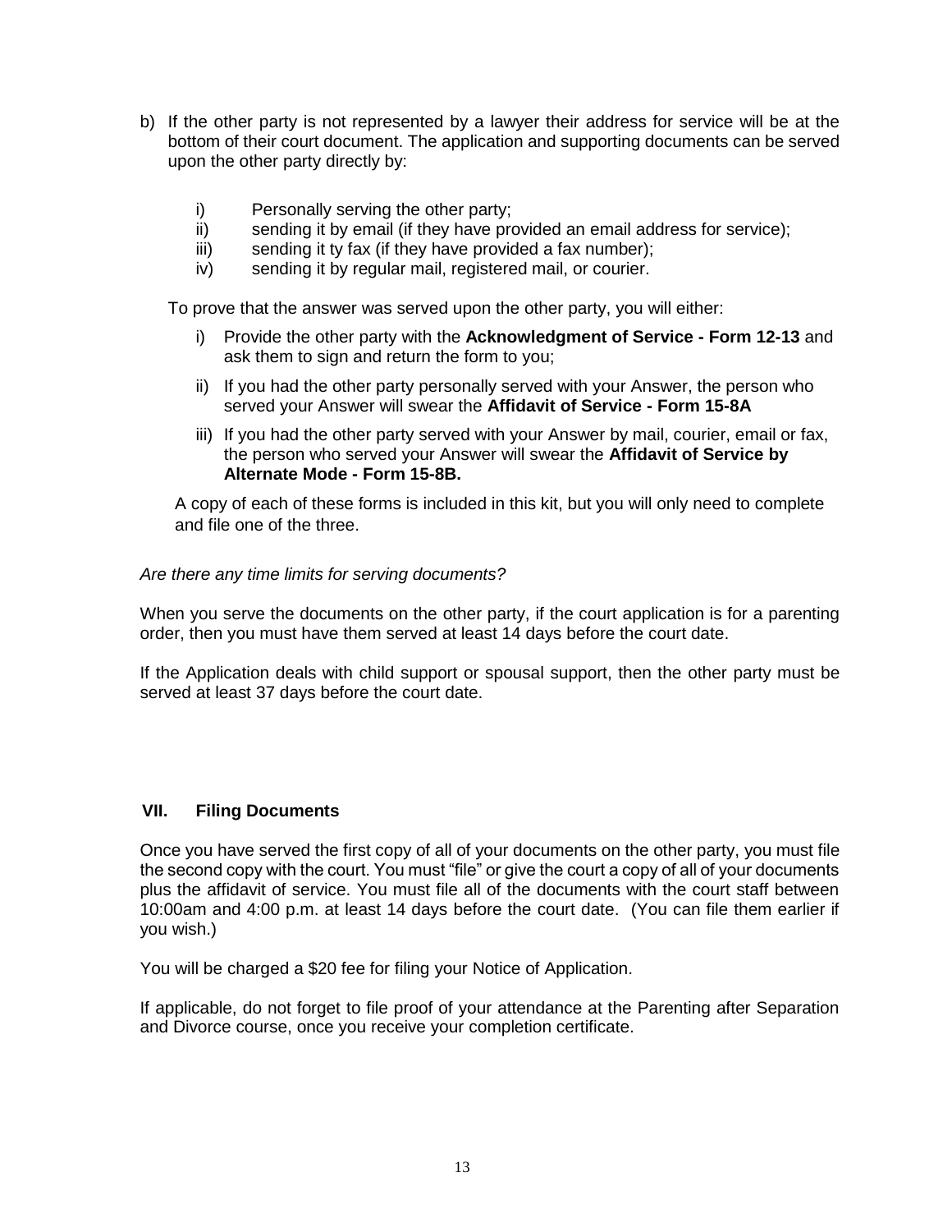b) If the other party is not represented by a lawyer their address for service will be at the bottom of their court document. The application and supporting documents can be served upon the other party directly by:

   i) Personally serving the other party;
   ii) sending it by email (if they have provided an email address for service);
   iii) sending it ty fax (if they have provided a fax number);
   iv) sending it by regular mail, registered mail, or courier.

   To prove that the answer was served upon the other party, you will either:

   i) Provide the other party with the **Acknowledgment of Service - Form 12-13** and ask them to sign and return the form to you;

   ii) If you had the other party personally served with your Answer, the person who served your Answer will swear the **Affidavit of Service - Form 15-8A**

   iii) If you had the other party served with your Answer by mail, courier, email or fax, the person who served your Answer will swear the **Affidavit of Service by Alternate Mode - Form 15-8B.**

   A copy of each of these forms is included in this kit, but you will only need to complete and file one of the three.

*Are there any time limits for serving documents?*

When you serve the documents on the other party, if the court application is for a parenting order, then you must have them served at least 14 days before the court date.

If the Application deals with child support or spousal support, then the other party must be served at least 37 days before the court date.

## VII. Filing Documents

Once you have served the first copy of all of your documents on the other party, you must file the second copy with the court. You must "file" or give the court a copy of all of your documents plus the affidavit of service. You must file all of the documents with the court staff between 10:00am and 4:00 p.m. at least 14 days before the court date. (You can file them earlier if you wish.)

You will be charged a $20 fee for filing your Notice of Application.

If applicable, do not forget to file proof of your attendance at the Parenting after Separation and Divorce course, once you receive your completion certificate.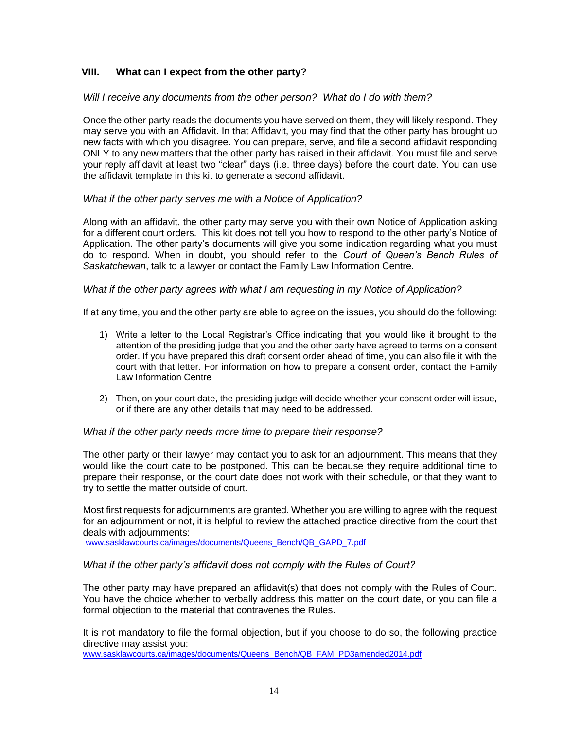## VIII. What can I expect from the other party?

*Will I receive any documents from the other person? What do I do with them?*

Once the other party reads the documents you have served on them, they will likely respond. They may serve you with an Affidavit. In that Affidavit, you may find that the other party has brought up new facts with which you disagree. You can prepare, serve, and file a second affidavit responding ONLY to any new matters that the other party has raised in their affidavit. You must file and serve your reply affidavit at least two "clear" days (i.e. three days) before the court date. You can use the affidavit template in this kit to generate a second affidavit.

*What if the other party serves me with a Notice of Application?*

Along with an affidavit, the other party may serve you with their own Notice of Application asking for a different court orders. This kit does not tell you how to respond to the other party's Notice of Application. The other party's documents will give you some indication regarding what you must do to respond. When in doubt, you should refer to the *Court of Queen's Bench Rules of Saskatchewan*, talk to a lawyer or contact the Family Law Information Centre.

*What if the other party agrees with what I am requesting in my Notice of Application?*

If at any time, you and the other party are able to agree on the issues, you should do the following:

1) Write a letter to the Local Registrar's Office indicating that you would like it brought to the attention of the presiding judge that you and the other party have agreed to terms on a consent order. If you have prepared this draft consent order ahead of time, you can also file it with the court with that letter. For information on how to prepare a consent order, contact the Family Law Information Centre

2) Then, on your court date, the presiding judge will decide whether your consent order will issue, or if there are any other details that may need to be addressed.

*What if the other party needs more time to prepare their response?*

The other party or their lawyer may contact you to ask for an adjournment. This means that they would like the court date to be postponed. This can be because they require additional time to prepare their response, or the court date does not work with their schedule, or that they want to try to settle the matter outside of court.

Most first requests for adjournments are granted. Whether you are willing to agree with the request for an adjournment or not, it is helpful to review the attached practice directive from the court that deals with adjournments:
www.sasklawcourts.ca/images/documents/Queens_Bench/QB_GAPD_7.pdf

*What if the other party's affidavit does not comply with the Rules of Court?*

The other party may have prepared an affidavit(s) that does not comply with the Rules of Court. You have the choice whether to verbally address this matter on the court date, or you can file a formal objection to the material that contravenes the Rules.

It is not mandatory to file the formal objection, but if you choose to do so, the following practice directive may assist you:
www.sasklawcourts.ca/images/documents/Queens_Bench/QB_FAM_PD3amended2014.pdf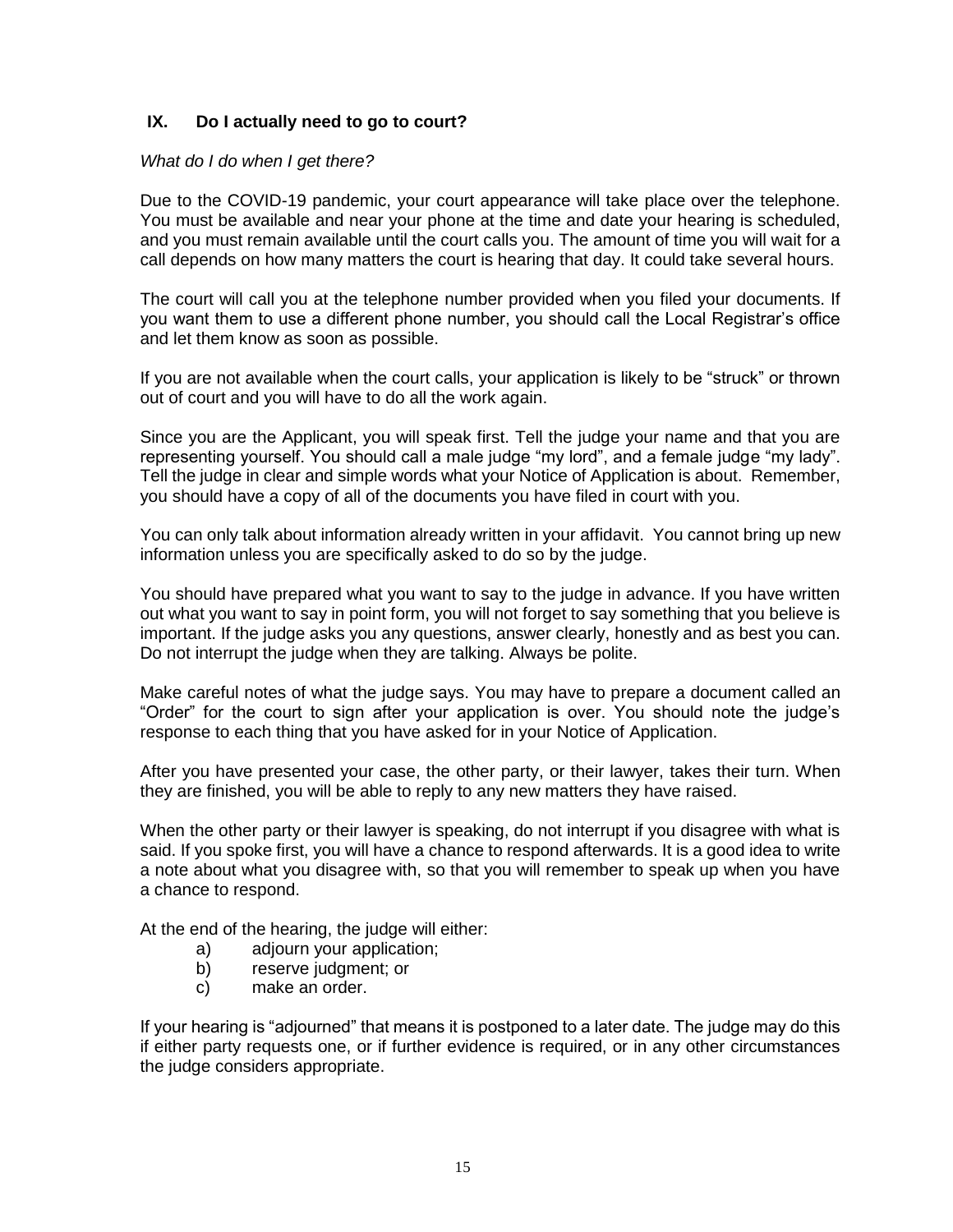## IX. Do I actually need to go to court?

*What do I do when I get there?*

Due to the COVID-19 pandemic, your court appearance will take place over the telephone. You must be available and near your phone at the time and date your hearing is scheduled, and you must remain available until the court calls you. The amount of time you will wait for a call depends on how many matters the court is hearing that day. It could take several hours.

The court will call you at the telephone number provided when you filed your documents. If you want them to use a different phone number, you should call the Local Registrar's office and let them know as soon as possible.

If you are not available when the court calls, your application is likely to be "struck" or thrown out of court and you will have to do all the work again.

Since you are the Applicant, you will speak first. Tell the judge your name and that you are representing yourself. You should call a male judge "my lord", and a female judge "my lady". Tell the judge in clear and simple words what your Notice of Application is about. Remember, you should have a copy of all of the documents you have filed in court with you.

You can only talk about information already written in your affidavit. You cannot bring up new information unless you are specifically asked to do so by the judge.

You should have prepared what you want to say to the judge in advance. If you have written out what you want to say in point form, you will not forget to say something that you believe is important. If the judge asks you any questions, answer clearly, honestly and as best you can. Do not interrupt the judge when they are talking. Always be polite.

Make careful notes of what the judge says. You may have to prepare a document called an "Order" for the court to sign after your application is over. You should note the judge's response to each thing that you have asked for in your Notice of Application.

After you have presented your case, the other party, or their lawyer, takes their turn. When they are finished, you will be able to reply to any new matters they have raised.

When the other party or their lawyer is speaking, do not interrupt if you disagree with what is said. If you spoke first, you will have a chance to respond afterwards. It is a good idea to write a note about what you disagree with, so that you will remember to speak up when you have a chance to respond.

At the end of the hearing, the judge will either:

a) adjourn your application;
b) reserve judgment; or
c) make an order.

If your hearing is "adjourned" that means it is postponed to a later date. The judge may do this if either party requests one, or if further evidence is required, or in any other circumstances the judge considers appropriate.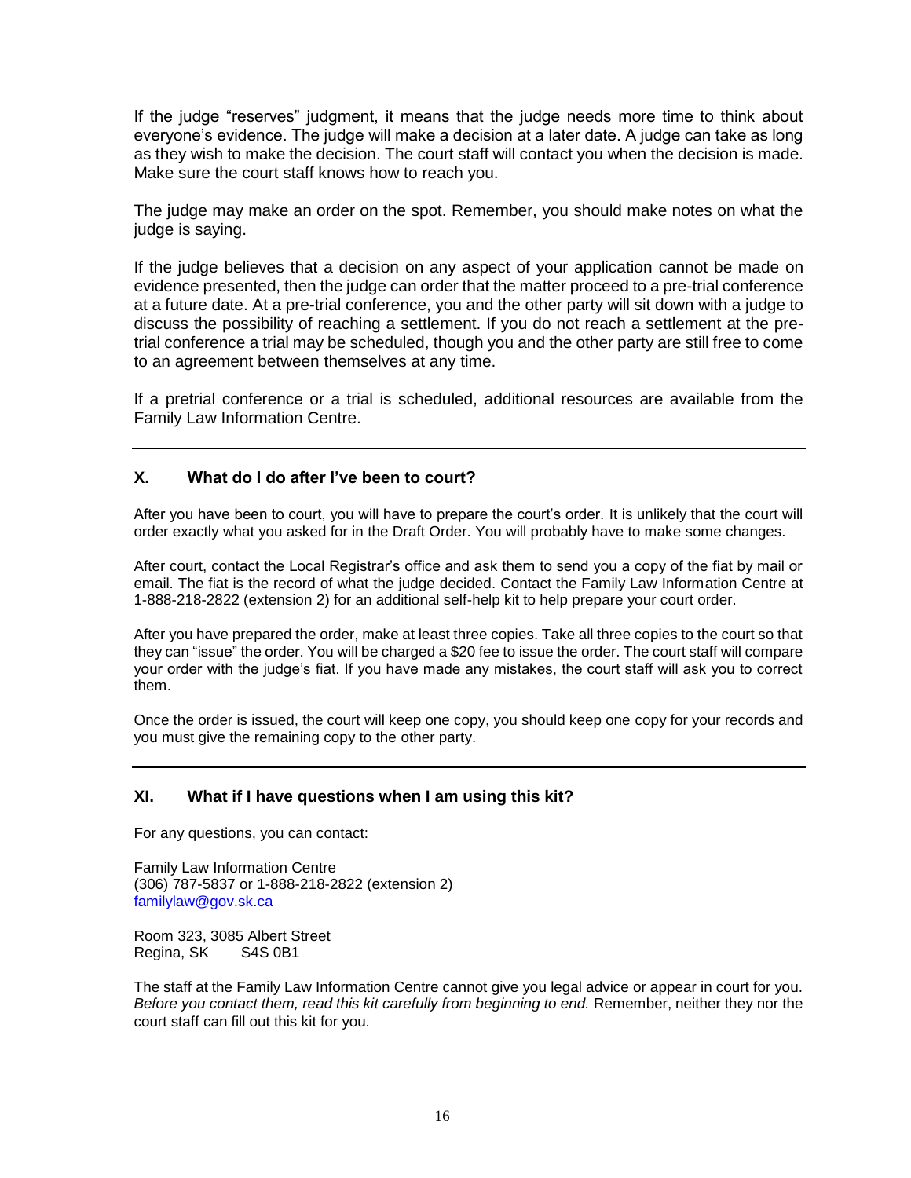If the judge "reserves" judgment, it means that the judge needs more time to think about everyone's evidence. The judge will make a decision at a later date. A judge can take as long as they wish to make the decision. The court staff will contact you when the decision is made. Make sure the court staff knows how to reach you.

The judge may make an order on the spot. Remember, you should make notes on what the judge is saying.

If the judge believes that a decision on any aspect of your application cannot be made on evidence presented, then the judge can order that the matter proceed to a pre-trial conference at a future date. At a pre-trial conference, you and the other party will sit down with a judge to discuss the possibility of reaching a settlement. If you do not reach a settlement at the pre-trial conference a trial may be scheduled, though you and the other party are still free to come to an agreement between themselves at any time.

If a pretrial conference or a trial is scheduled, additional resources are available from the Family Law Information Centre.

---

## X. What do I do after I've been to court?

After you have been to court, you will have to prepare the court's order. It is unlikely that the court will order exactly what you asked for in the Draft Order. You will probably have to make some changes.

After court, contact the Local Registrar's office and ask them to send you a copy of the fiat by mail or email. The fiat is the record of what the judge decided. Contact the Family Law Information Centre at 1-888-218-2822 (extension 2) for an additional self-help kit to help prepare your court order.

After you have prepared the order, make at least three copies. Take all three copies to the court so that they can "issue" the order. You will be charged a $20 fee to issue the order. The court staff will compare your order with the judge's fiat. If you have made any mistakes, the court staff will ask you to correct them.

Once the order is issued, the court will keep one copy, you should keep one copy for your records and you must give the remaining copy to the other party.

---

## XI. What if I have questions when I am using this kit?

For any questions, you can contact:

Family Law Information Centre
(306) 787-5837 or 1-888-218-2822 (extension 2)
familylaw@gov.sk.ca

Room 323, 3085 Albert Street
Regina, SK S4S 0B1

The staff at the Family Law Information Centre cannot give you legal advice or appear in court for you. *Before you contact them, read this kit carefully from beginning to end.* Remember, neither they nor the court staff can fill out this kit for you.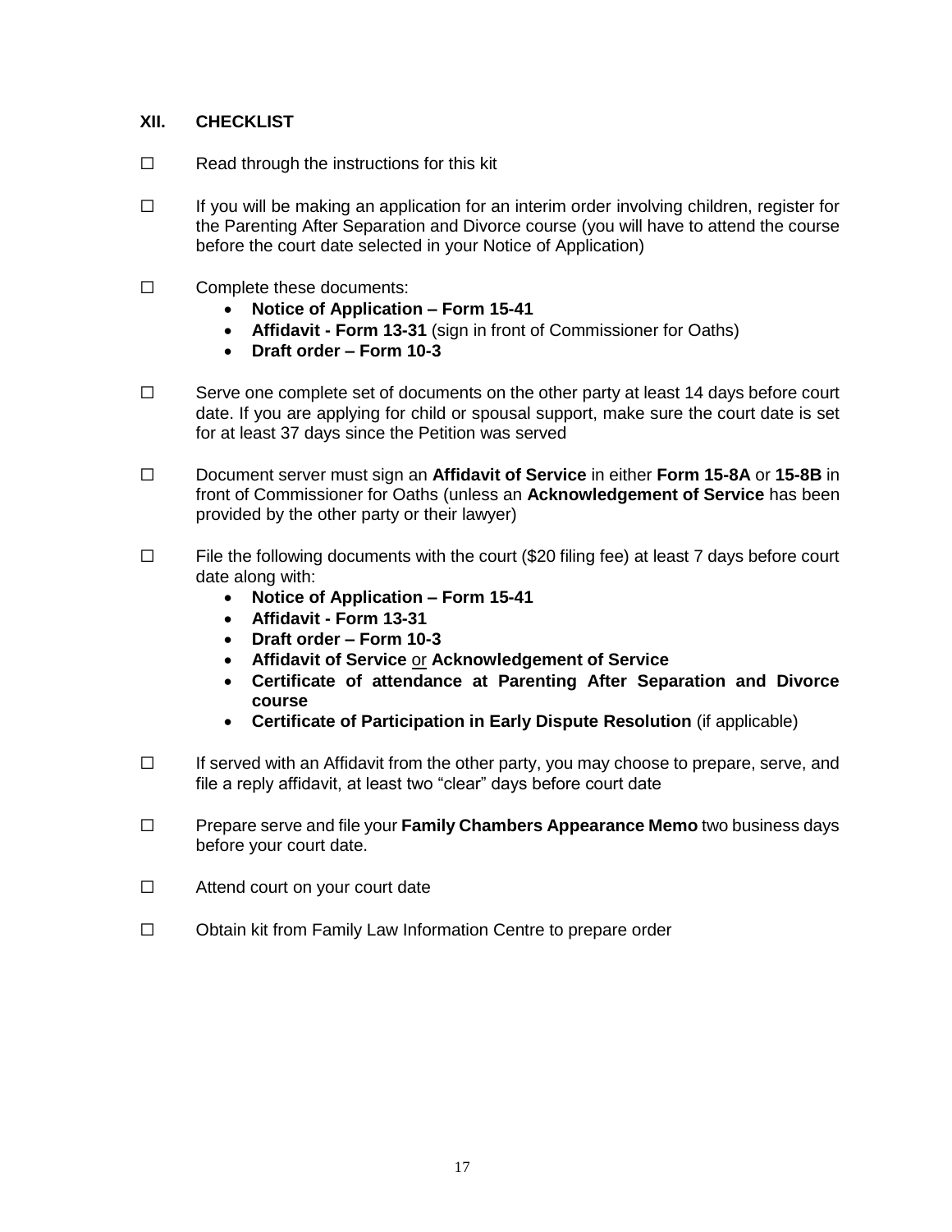## XII. CHECKLIST

☐ Read through the instructions for this kit

☐ If you will be making an application for an interim order involving children, register for the Parenting After Separation and Divorce course (you will have to attend the course before the court date selected in your Notice of Application)

☐ Complete these documents:
- **Notice of Application – Form 15-41**
- **Affidavit - Form 13-31** (sign in front of Commissioner for Oaths)
- **Draft order – Form 10-3**

☐ Serve one complete set of documents on the other party at least 14 days before court date. If you are applying for child or spousal support, make sure the court date is set for at least 37 days since the Petition was served

☐ Document server must sign an **Affidavit of Service** in either **Form 15-8A** or **15-8B** in front of Commissioner for Oaths (unless an **Acknowledgement of Service** has been provided by the other party or their lawyer)

☐ File the following documents with the court ($20 filing fee) at least 7 days before court date along with:
- **Notice of Application – Form 15-41**
- **Affidavit - Form 13-31**
- **Draft order – Form 10-3**
- **Affidavit of Service** <u>or</u> **Acknowledgement of Service**
- **Certificate of attendance at Parenting After Separation and Divorce course**
- **Certificate of Participation in Early Dispute Resolution** (if applicable)

☐ If served with an Affidavit from the other party, you may choose to prepare, serve, and file a reply affidavit, at least two "clear" days before court date

☐ Prepare serve and file your **Family Chambers Appearance Memo** two business days before your court date.

☐ Attend court on your court date

☐ Obtain kit from Family Law Information Centre to prepare order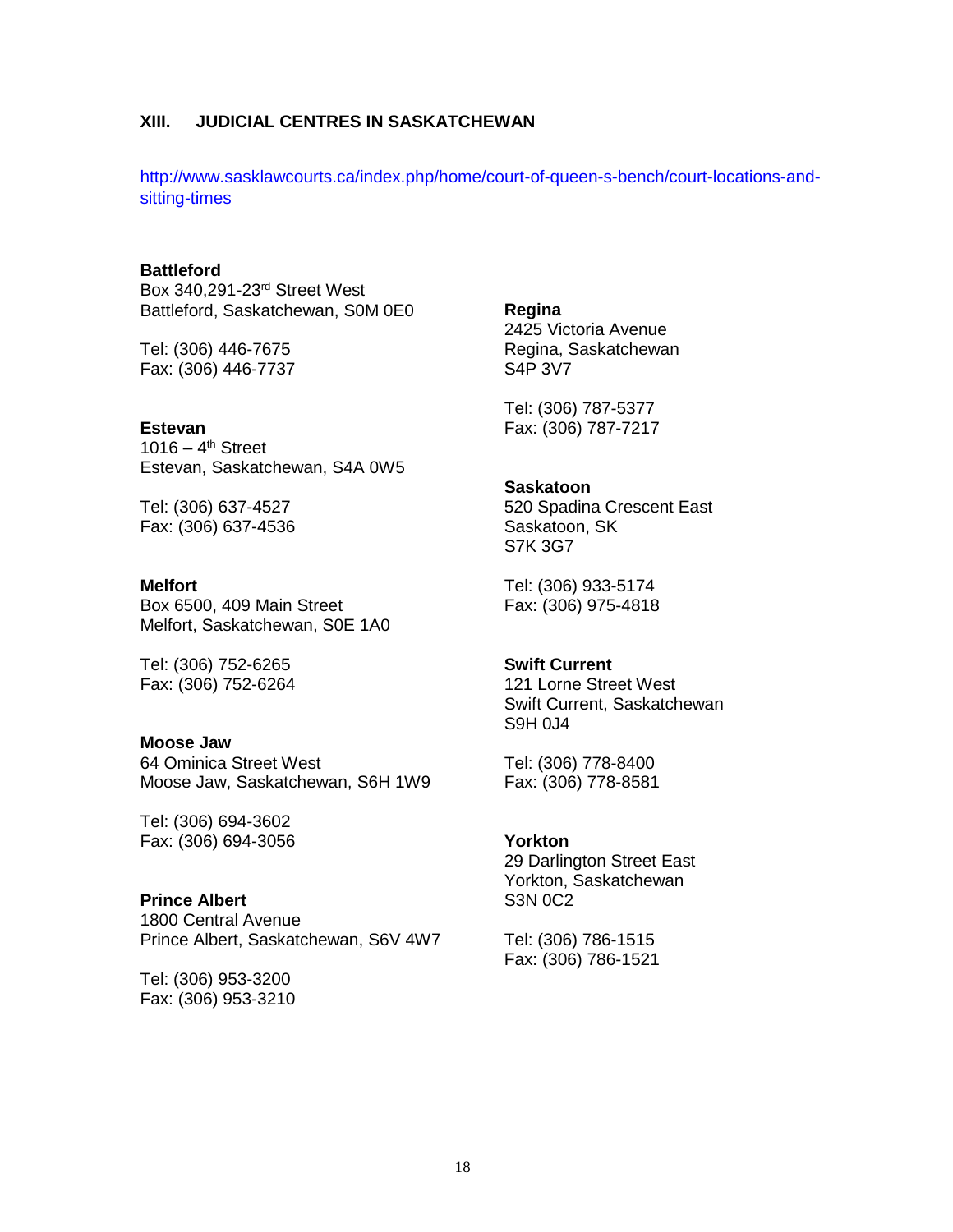## XIII. JUDICIAL CENTRES IN SASKATCHEWAN

http://www.sasklawcourts.ca/index.php/home/court-of-queen-s-bench/court-locations-and-sitting-times

**Battleford**
Box 340,291-23rd Street West
Battleford, Saskatchewan, S0M 0E0

Tel: (306) 446-7675
Fax: (306) 446-7737

**Estevan**
1016 – 4th Street
Estevan, Saskatchewan, S4A 0W5

Tel: (306) 637-4527
Fax: (306) 637-4536

**Melfort**
Box 6500, 409 Main Street
Melfort, Saskatchewan, S0E 1A0

Tel: (306) 752-6265
Fax: (306) 752-6264

**Moose Jaw**
64 Ominica Street West
Moose Jaw, Saskatchewan, S6H 1W9

Tel: (306) 694-3602
Fax: (306) 694-3056

**Prince Albert**
1800 Central Avenue
Prince Albert, Saskatchewan, S6V 4W7

Tel: (306) 953-3200
Fax: (306) 953-3210

**Regina**
2425 Victoria Avenue
Regina, Saskatchewan
S4P 3V7

Tel: (306) 787-5377
Fax: (306) 787-7217

**Saskatoon**
520 Spadina Crescent East
Saskatoon, SK
S7K 3G7

Tel: (306) 933-5174
Fax: (306) 975-4818

**Swift Current**
121 Lorne Street West
Swift Current, Saskatchewan
S9H 0J4

Tel: (306) 778-8400
Fax: (306) 778-8581

**Yorkton**
29 Darlington Street East
Yorkton, Saskatchewan
S3N 0C2

Tel: (306) 786-1515
Fax: (306) 786-1521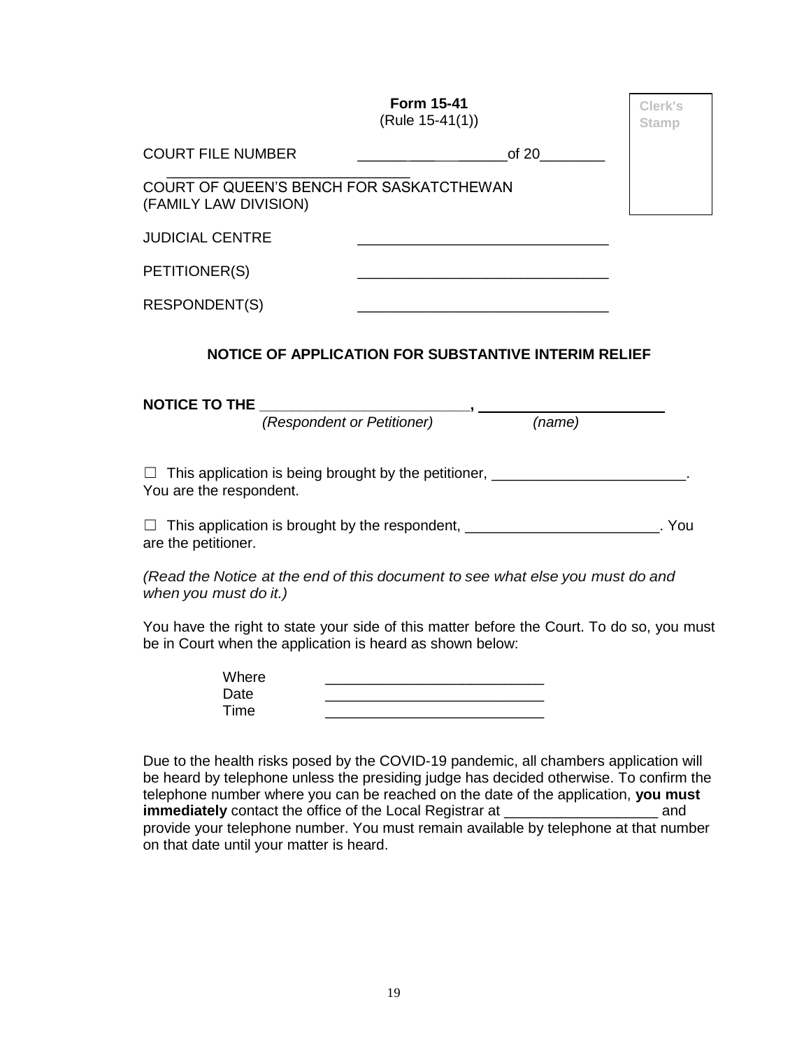**Form 15-41**
(Rule 15-41(1))

Clerk's Stamp

COURT FILE NUMBER ______________________of 20________

COURT OF QUEEN'S BENCH FOR SASKATCTHEWAN
(FAMILY LAW DIVISION)

JUDICIAL CENTRE ________________________________

PETITIONER(S) ________________________________

RESPONDENT(S) ________________________________

## NOTICE OF APPLICATION FOR SUBSTANTIVE INTERIM RELIEF

**NOTICE TO THE** __________________________, _______________________
*(Respondent or Petitioner)* *(name)*

☐ This application is being brought by the petitioner, ________________________. You are the respondent.

☐ This application is brought by the respondent, ________________________. You are the petitioner.

*(Read the Notice at the end of this document to see what else you must do and when you must do it.)*

You have the right to state your side of this matter before the Court. To do so, you must be in Court when the application is heard as shown below:

Where ___________________________
Date ___________________________
Time ___________________________

Due to the health risks posed by the COVID-19 pandemic, all chambers application will be heard by telephone unless the presiding judge has decided otherwise. To confirm the telephone number where you can be reached on the date of the application, **you must immediately** contact the office of the Local Registrar at ___________________ and provide your telephone number. You must remain available by telephone at that number on that date until your matter is heard.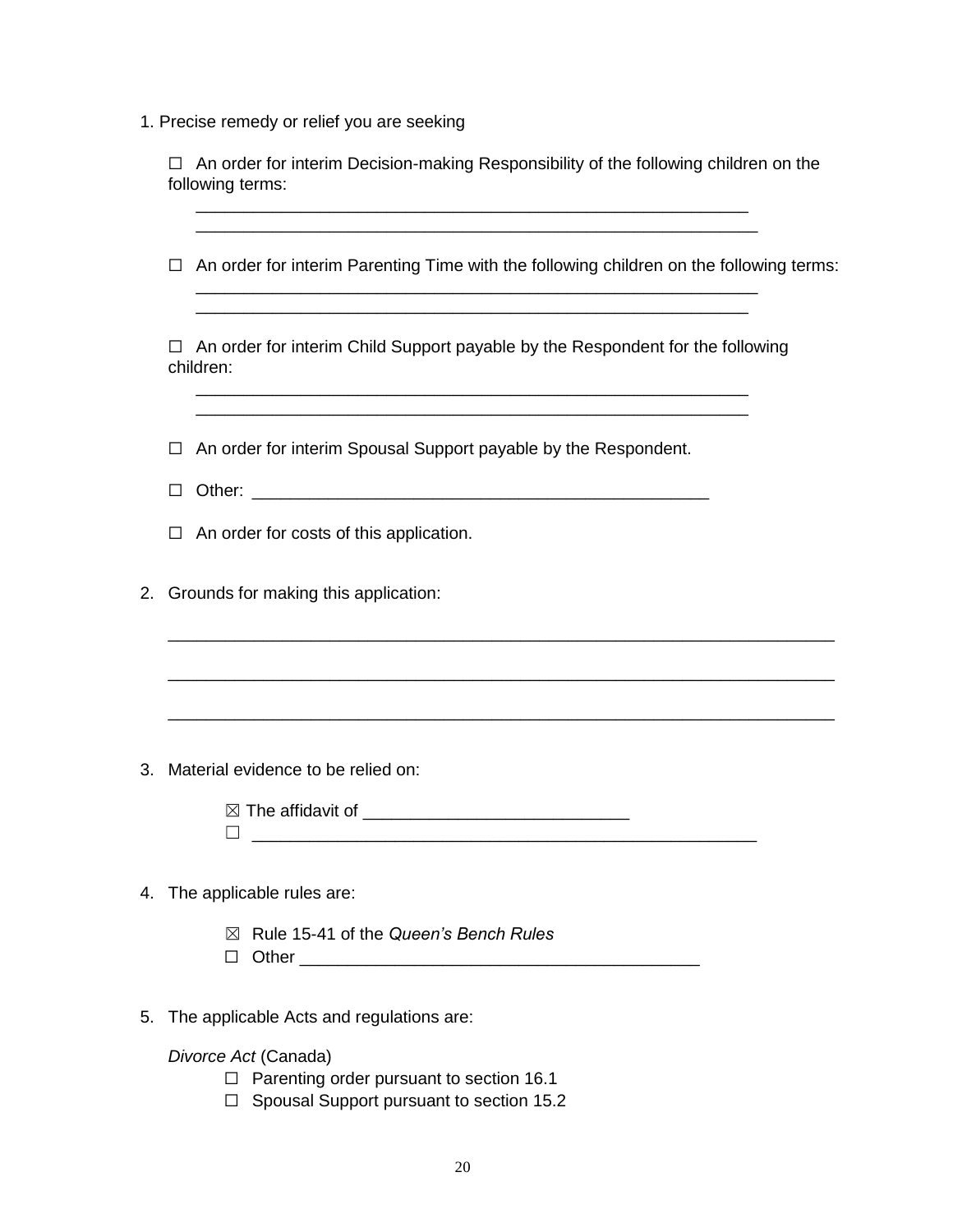1. Precise remedy or relief you are seeking

☐ An order for interim Decision-making Responsibility of the following children on the following terms:

_______________________________________________________________
_______________________________________________________________

☐ An order for interim Parenting Time with the following children on the following terms:

_______________________________________________________________
_______________________________________________________________

☐ An order for interim Child Support payable by the Respondent for the following children:

_______________________________________________________________
_______________________________________________________________

☐ An order for interim Spousal Support payable by the Respondent.

☐ Other: ___________________________________________________

☐ An order for costs of this application.

2. Grounds for making this application:

_________________________________________________________________________

_________________________________________________________________________

_________________________________________________________________________

3. Material evidence to be relied on:

☒ The affidavit of ____________________________
☐ ________________________________________________________

4. The applicable rules are:

☒ Rule 15-41 of the *Queen's Bench Rules*
☐ Other __________________________________________

5. The applicable Acts and regulations are:

*Divorce Act* (Canada)

☐ Parenting order pursuant to section 16.1
☐ Spousal Support pursuant to section 15.2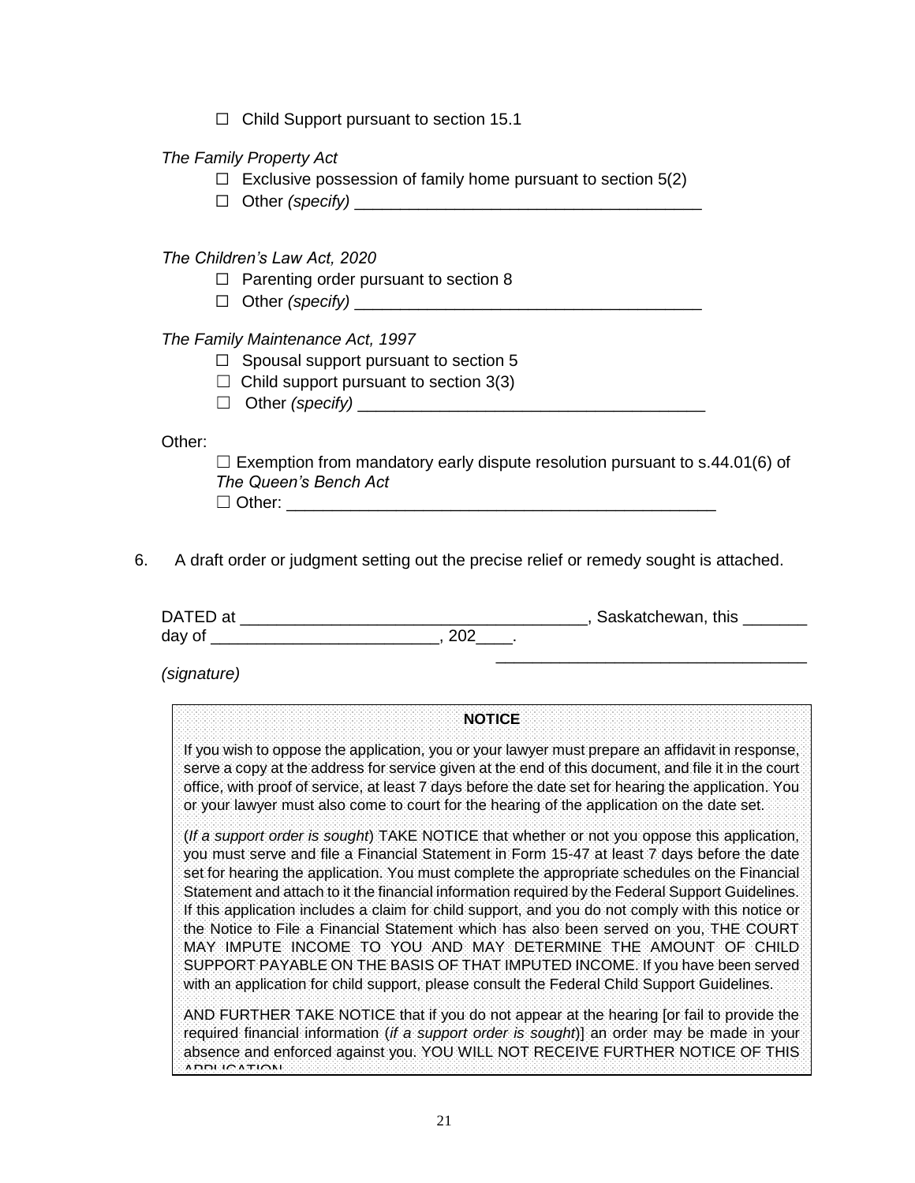☐ Child Support pursuant to section 15.1

*The Family Property Act*

☐ Exclusive possession of family home pursuant to section 5(2)

☐ Other *(specify)* _____________________________________

*The Children's Law Act, 2020*

☐ Parenting order pursuant to section 8

☐ Other *(specify)* _____________________________________

*The Family Maintenance Act, 1997*

☐ Spousal support pursuant to section 5

☐ Child support pursuant to section 3(3)

☐ Other *(specify)* _____________________________________

Other:

☐ Exemption from mandatory early dispute resolution pursuant to s.44.01(6) of *The Queen's Bench Act*

☐ Other: _____________________________________________

6. A draft order or judgment setting out the precise relief or remedy sought is attached.

DATED at ____________________________________, Saskatchewan, this _______ day of ________________________, 202____.

_________________________________

*(signature)*

**NOTICE**

If you wish to oppose the application, you or your lawyer must prepare an affidavit in response, serve a copy at the address for service given at the end of this document, and file it in the court office, with proof of service, at least 7 days before the date set for hearing the application. You or your lawyer must also come to court for the hearing of the application on the date set.

(*If a support order is sought*) TAKE NOTICE that whether or not you oppose this application, you must serve and file a Financial Statement in Form 15-47 at least 7 days before the date set for hearing the application. You must complete the appropriate schedules on the Financial Statement and attach to it the financial information required by the Federal Support Guidelines. If this application includes a claim for child support, and you do not comply with this notice or the Notice to File a Financial Statement which has also been served on you, THE COURT MAY IMPUTE INCOME TO YOU AND MAY DETERMINE THE AMOUNT OF CHILD SUPPORT PAYABLE ON THE BASIS OF THAT IMPUTED INCOME. If you have been served with an application for child support, please consult the Federal Child Support Guidelines.

AND FURTHER TAKE NOTICE that if you do not appear at the hearing [or fail to provide the required financial information (*if a support order is sought*)] an order may be made in your absence and enforced against you. YOU WILL NOT RECEIVE FURTHER NOTICE OF THIS APPLICATION.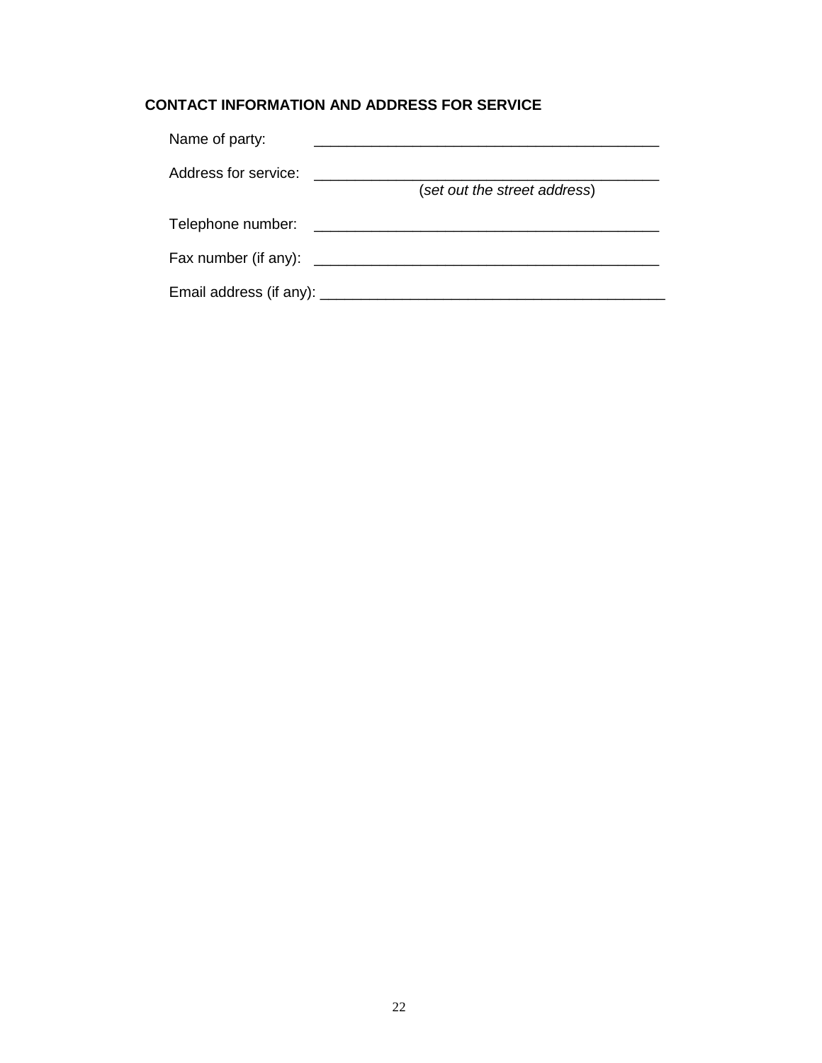**CONTACT INFORMATION AND ADDRESS FOR SERVICE**

Name of party: ___________________________________________

Address for service: ___________________________________________
(*set out the street address*)

Telephone number: ___________________________________________

Fax number (if any): ___________________________________________

Email address (if any): ___________________________________________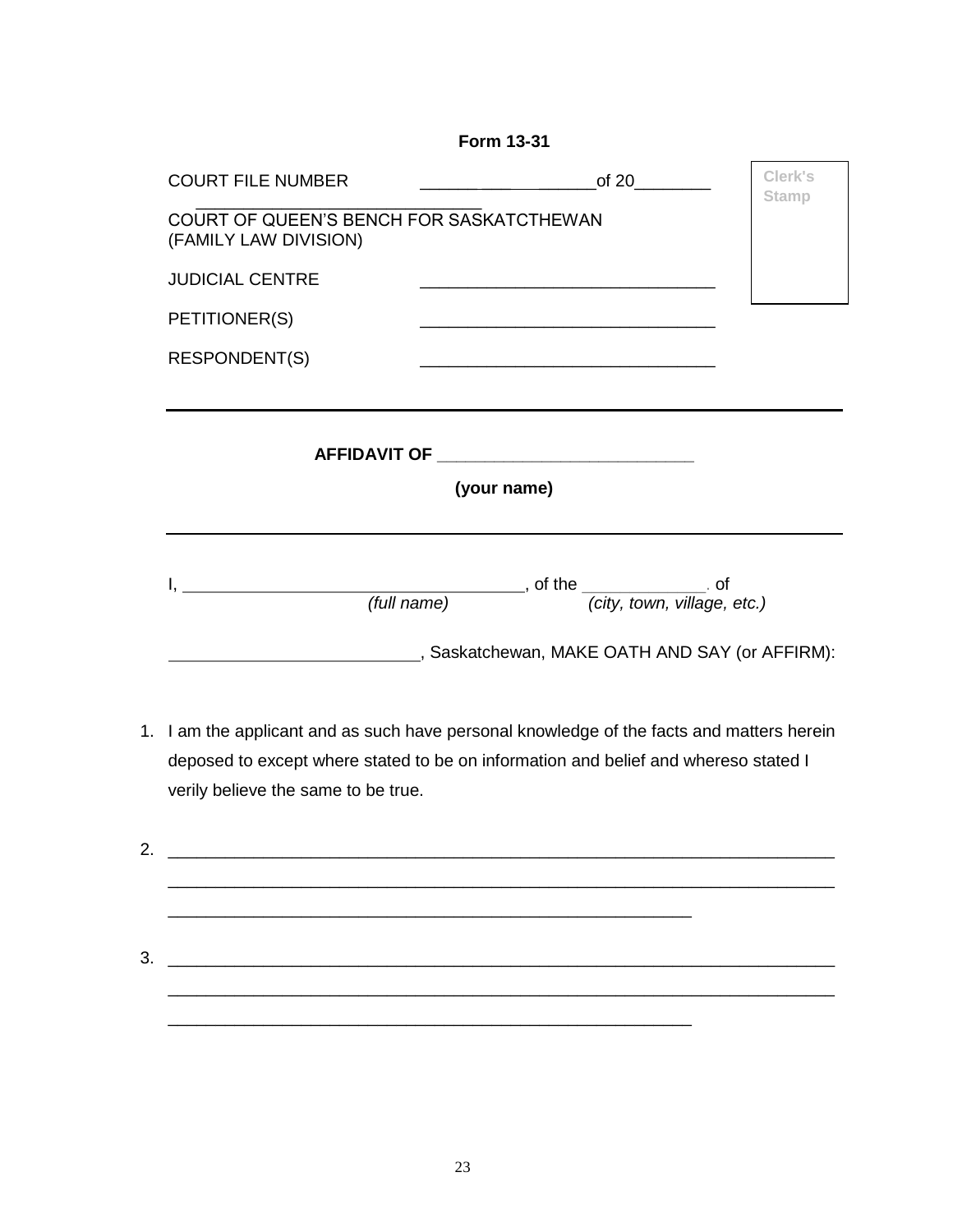**Form 13-31**

| | | |
|---|---|---|
| COURT FILE NUMBER | ________________________of 20________ | Clerk's Stamp |
| COURT OF QUEEN'S BENCH FOR SASKATCTHEWAN (FAMILY LAW DIVISION) | | |
| JUDICIAL CENTRE | ________________________________ | |
| PETITIONER(S) | ________________________________ | |
| RESPONDENT(S) | ________________________________ | |

---

**AFFIDAVIT OF ___________________________**

**(your name)**

---

I, ____________________________________, of the _____________. of
*(full name)* *(city, town, village, etc.)*

__________________________, Saskatchewan, MAKE OATH AND SAY (or AFFIRM):

1. I am the applicant and as such have personal knowledge of the facts and matters herein deposed to except where stated to be on information and belief and whereso stated I verily believe the same to be true.

2. ______________________________________________________________________
______________________________________________________________________
________________________________________________________

3. ______________________________________________________________________
______________________________________________________________________
________________________________________________________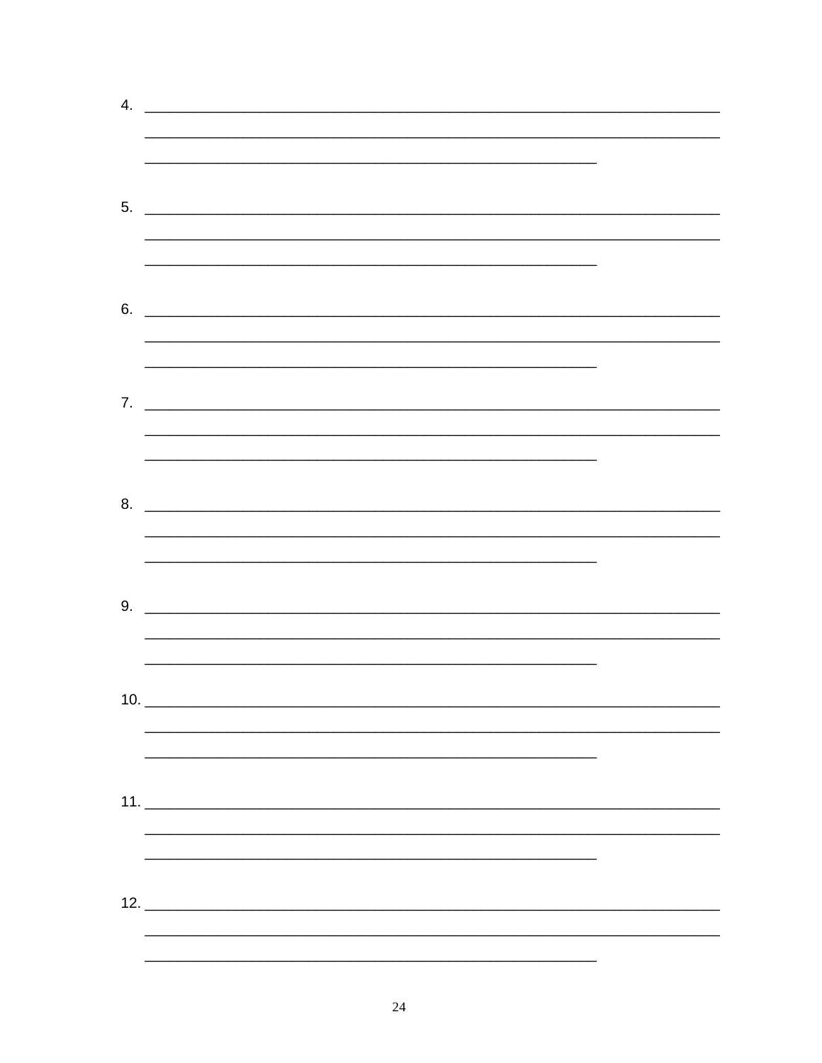4. ______________________________________________________________________
______________________________________________________________________
_______________________________________________________

5. ______________________________________________________________________
______________________________________________________________________
_______________________________________________________

6. ______________________________________________________________________
______________________________________________________________________
_______________________________________________________

7. ______________________________________________________________________
______________________________________________________________________
_______________________________________________________

8. ______________________________________________________________________
______________________________________________________________________
_______________________________________________________

9. ______________________________________________________________________
______________________________________________________________________
_______________________________________________________

10. ______________________________________________________________________
______________________________________________________________________
_______________________________________________________

11. ______________________________________________________________________
______________________________________________________________________
_______________________________________________________

12. ______________________________________________________________________
______________________________________________________________________
_______________________________________________________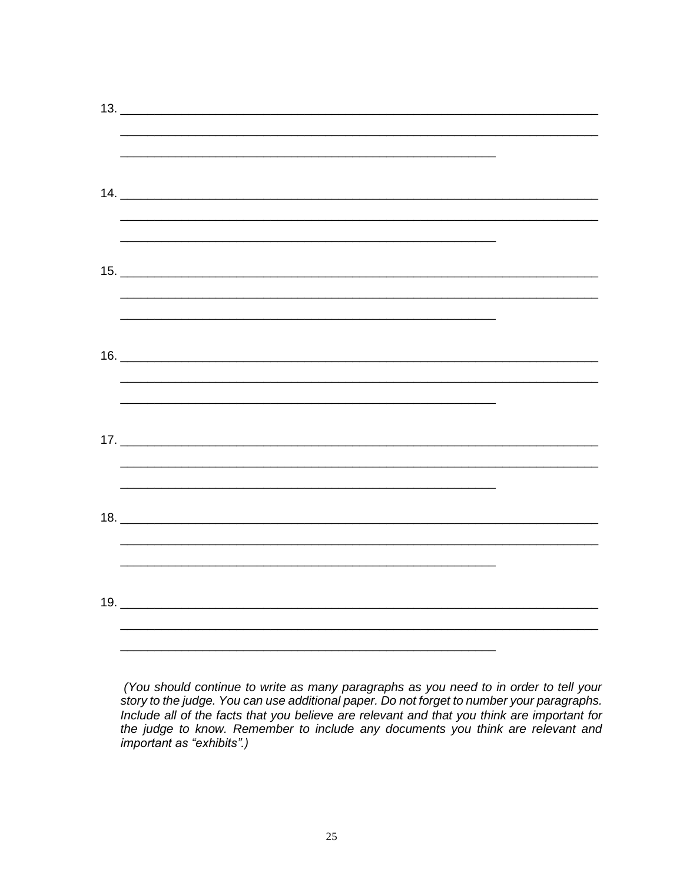13. ______________________________________________________________________

______________________________________________________________________

_______________________________________________________

14. ______________________________________________________________________

______________________________________________________________________

_______________________________________________________

15. ______________________________________________________________________

______________________________________________________________________

_______________________________________________________

16. ______________________________________________________________________

______________________________________________________________________

_______________________________________________________

17. ______________________________________________________________________

______________________________________________________________________

_______________________________________________________

18. ______________________________________________________________________

______________________________________________________________________

_______________________________________________________

19. ______________________________________________________________________

______________________________________________________________________

_______________________________________________________

*(You should continue to write as many paragraphs as you need to in order to tell your story to the judge. You can use additional paper. Do not forget to number your paragraphs. Include all of the facts that you believe are relevant and that you think are important for the judge to know. Remember to include any documents you think are relevant and important as "exhibits".)*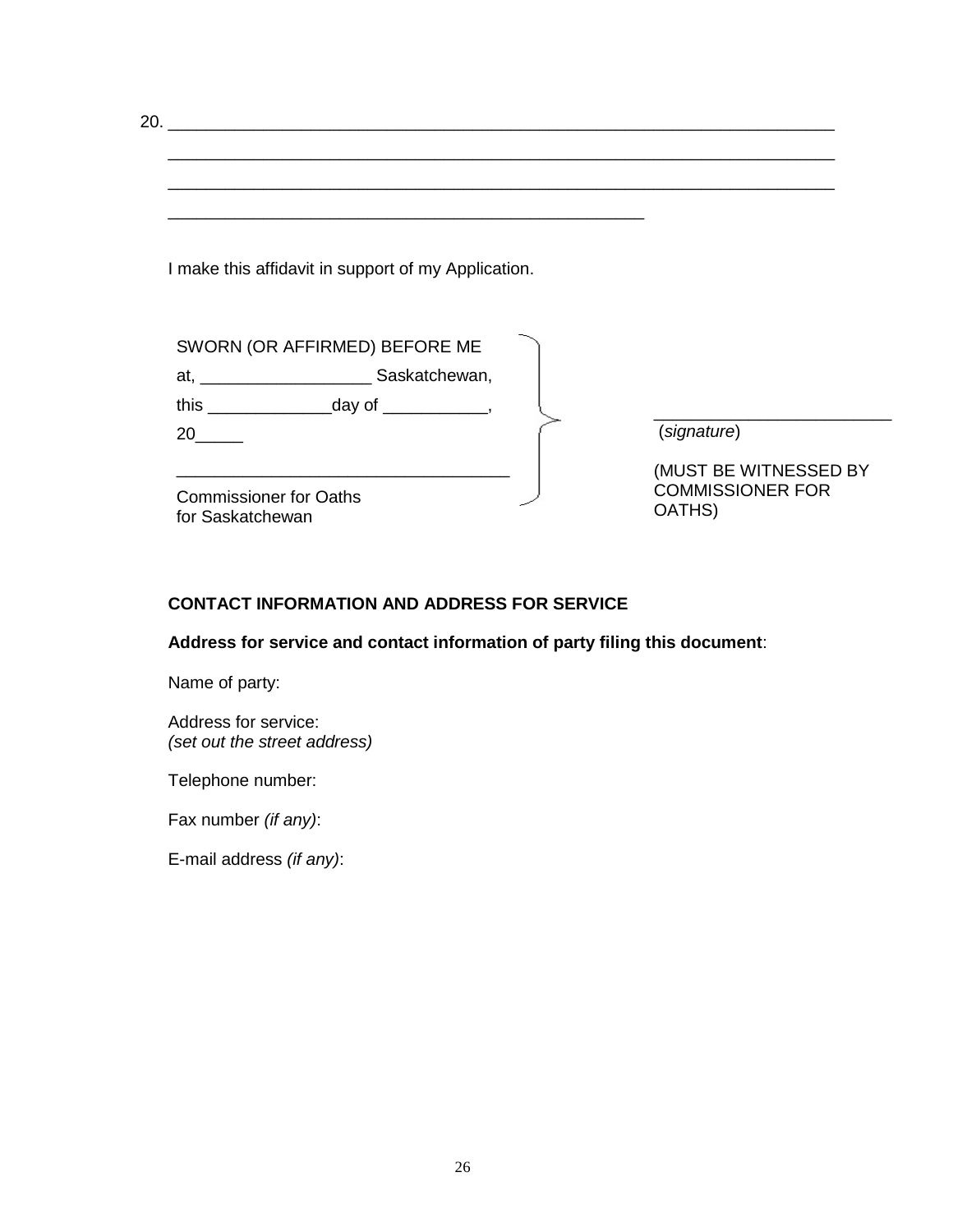20. ______________________________________________________________________

______________________________________________________________________

______________________________________________________________________

__________________________________________________

I make this affidavit in support of my Application.

| | |
|---|---|
| SWORN (OR AFFIRMED) BEFORE ME<br>at, __________________ Saskatchewan,<br>this _____________day of ___________,<br>20_____<br><br>___________________________________<br>Commissioner for Oaths<br>for Saskatchewan | _________________________<br>(*signature*)<br><br>(MUST BE WITNESSED BY COMMISSIONER FOR OATHS) |

**CONTACT INFORMATION AND ADDRESS FOR SERVICE**

**Address for service and contact information of party filing this document**:

Name of party:

Address for service:
*(set out the street address)*

Telephone number:

Fax number *(if any)*:

E-mail address *(if any)*: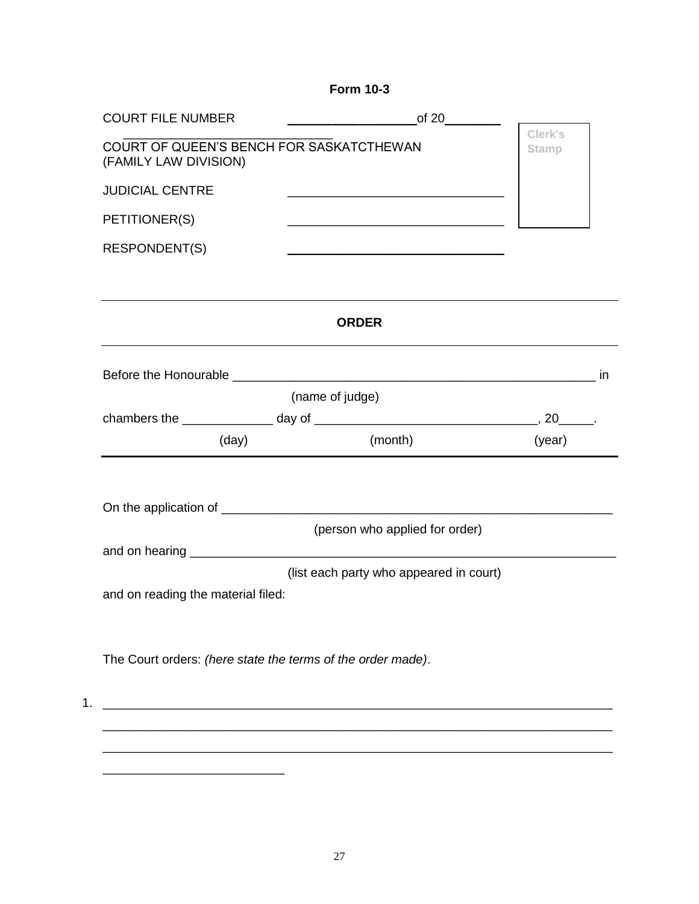**Form 10-3**

COURT FILE NUMBER ____________________ of 20________

_______________________________

COURT OF QUEEN'S BENCH FOR SASKATCTHEWAN
(FAMILY LAW DIVISION)

JUDICIAL CENTRE ________________________________

PETITIONER(S) ________________________________

RESPONDENT(S) ________________________________

Clerk's Stamp

---

**ORDER**

---

Before the Honourable ______________________________________________________ in
(name of judge)

chambers the _____________ day of ________________________________, 20_____.
(day) (month) (year)

---

On the application of ________________________________________________________
(person who applied for order)

and on hearing _____________________________________________________________
(list each party who appeared in court)

and on reading the material filed:

The Court orders: *(here state the terms of the order made)*.

1. _________________________________________________________________________
_________________________________________________________________________
_________________________________________________________________________
__________________________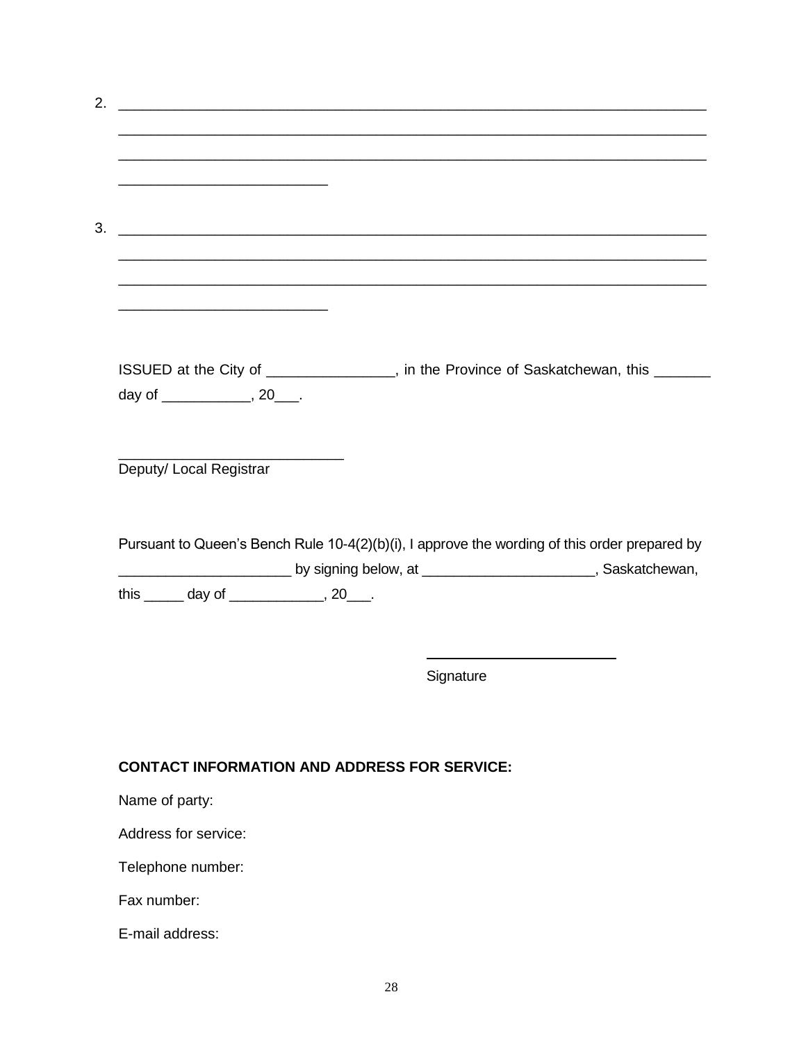2. \_\_\_\_\_\_\_\_\_\_\_\_\_\_\_\_\_\_\_\_\_\_\_\_\_\_\_\_\_\_\_\_\_\_\_\_\_\_\_\_\_\_\_\_\_\_\_\_\_\_\_\_\_\_\_\_\_\_\_\_\_\_\_\_\_\_\_\_\_\_\_\_
\_\_\_\_\_\_\_\_\_\_\_\_\_\_\_\_\_\_\_\_\_\_\_\_\_\_\_\_\_\_\_\_\_\_\_\_\_\_\_\_\_\_\_\_\_\_\_\_\_\_\_\_\_\_\_\_\_\_\_\_\_\_\_\_\_\_\_\_\_\_\_\_
\_\_\_\_\_\_\_\_\_\_\_\_\_\_\_\_\_\_\_\_\_\_\_\_\_\_\_\_\_\_\_\_\_\_\_\_\_\_\_\_\_\_\_\_\_\_\_\_\_\_\_\_\_\_\_\_\_\_\_\_\_\_\_\_\_\_\_\_\_\_\_\_
\_\_\_\_\_\_\_\_\_\_\_\_\_\_\_\_\_\_\_\_\_\_\_\_\_\_

3. \_\_\_\_\_\_\_\_\_\_\_\_\_\_\_\_\_\_\_\_\_\_\_\_\_\_\_\_\_\_\_\_\_\_\_\_\_\_\_\_\_\_\_\_\_\_\_\_\_\_\_\_\_\_\_\_\_\_\_\_\_\_\_\_\_\_\_\_\_\_\_\_
\_\_\_\_\_\_\_\_\_\_\_\_\_\_\_\_\_\_\_\_\_\_\_\_\_\_\_\_\_\_\_\_\_\_\_\_\_\_\_\_\_\_\_\_\_\_\_\_\_\_\_\_\_\_\_\_\_\_\_\_\_\_\_\_\_\_\_\_\_\_\_\_
\_\_\_\_\_\_\_\_\_\_\_\_\_\_\_\_\_\_\_\_\_\_\_\_\_\_\_\_\_\_\_\_\_\_\_\_\_\_\_\_\_\_\_\_\_\_\_\_\_\_\_\_\_\_\_\_\_\_\_\_\_\_\_\_\_\_\_\_\_\_\_\_
\_\_\_\_\_\_\_\_\_\_\_\_\_\_\_\_\_\_\_\_\_\_\_\_\_\_

ISSUED at the City of \_\_\_\_\_\_\_\_\_\_\_\_\_\_\_\_, in the Province of Saskatchewan, this \_\_\_\_\_\_\_ day of \_\_\_\_\_\_\_\_\_\_\_, 20\_\_\_.

\_\_\_\_\_\_\_\_\_\_\_\_\_\_\_\_\_\_\_\_\_\_\_\_\_\_\_\_
Deputy/ Local Registrar

Pursuant to Queen's Bench Rule 10-4(2)(b)(i), I approve the wording of this order prepared by \_\_\_\_\_\_\_\_\_\_\_\_\_\_\_\_\_\_\_\_\_\_ by signing below, at \_\_\_\_\_\_\_\_\_\_\_\_\_\_\_\_\_\_\_\_\_\_, Saskatchewan, this \_\_\_\_\_ day of \_\_\_\_\_\_\_\_\_\_\_\_, 20\_\_\_.

\_\_\_\_\_\_\_\_\_\_\_\_\_\_\_\_\_\_\_\_\_\_\_\_
Signature

**CONTACT INFORMATION AND ADDRESS FOR SERVICE:**

Name of party:

Address for service:

Telephone number:

Fax number:

E-mail address: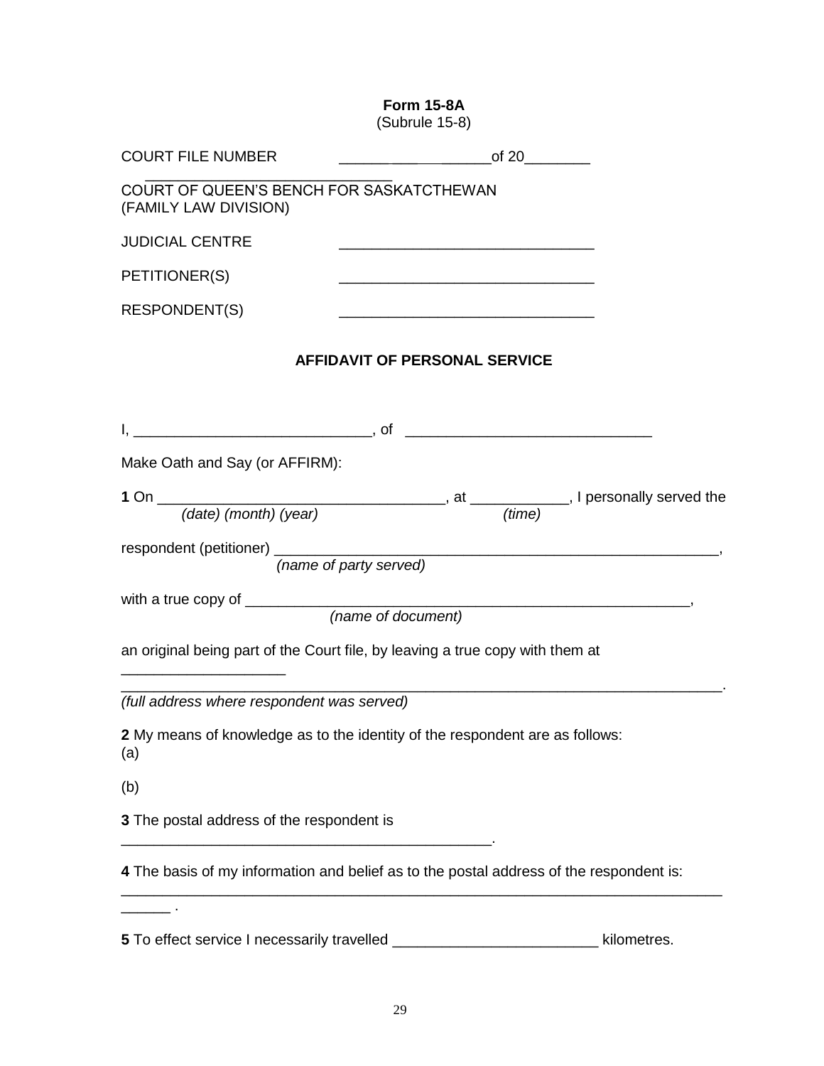**Form 15-8A**
(Subrule 15-8)

COURT FILE NUMBER ____________________of 20________

______________________________

COURT OF QUEEN'S BENCH FOR SASKATCTHEWAN
(FAMILY LAW DIVISION)

JUDICIAL CENTRE ______________________________

PETITIONER(S) ______________________________

RESPONDENT(S) ______________________________

**AFFIDAVIT OF PERSONAL SERVICE**

I, ____________________________, of ____________________________

Make Oath and Say (or AFFIRM):

**1** On __________________________________, at ___________, I personally served the
*(date) (month) (year)* *(time)*

respondent (petitioner) _____________________________________________________,
*(name of party served)*

with a true copy of ____________________________________________________,
*(name of document)*

an original being part of the Court file, by leaving a true copy with them at

___________________

______________________________________________________________________.
*(full address where respondent was served)*

**2** My means of knowledge as to the identity of the respondent are as follows:
(a)

(b)

**3** The postal address of the respondent is

____________________________________________.

**4** The basis of my information and belief as to the postal address of the respondent is:

______________________________________________________________________

______ .

**5** To effect service I necessarily travelled ________________________ kilometres.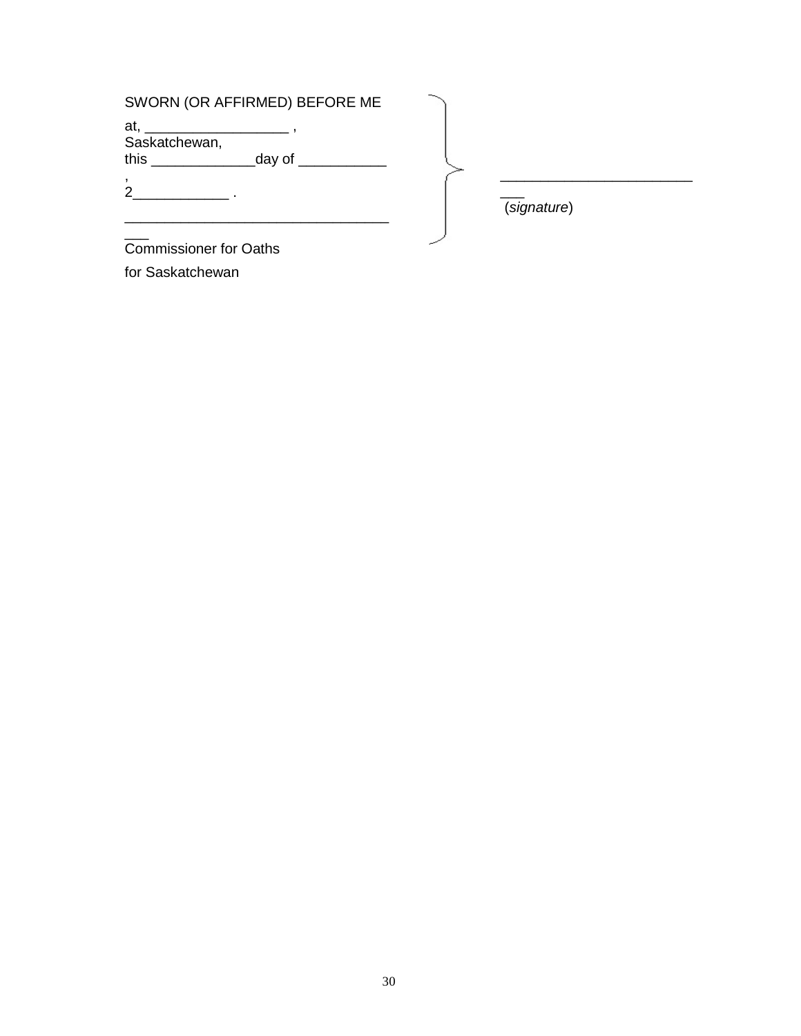SWORN (OR AFFIRMED) BEFORE ME

at, __________________ , Saskatchewan,
this _____________day of ___________ ,
2____________ .

___________________________________
Commissioner for Oaths
for Saskatchewan

___________________________
(*signature*)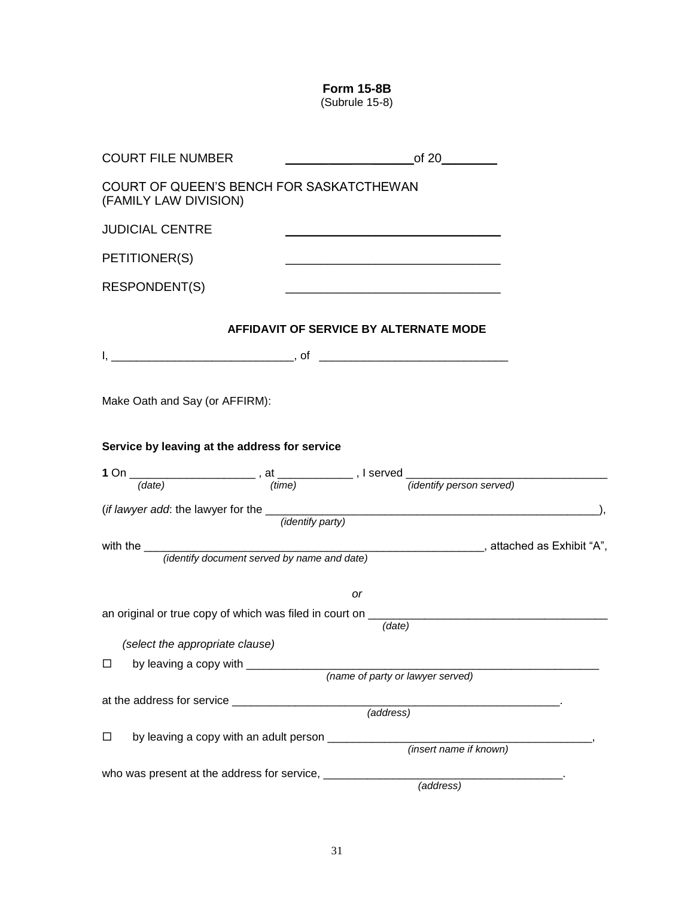**Form 15-8B**
(Subrule 15-8)

COURT FILE NUMBER ____________________ of 20________

COURT OF QUEEN'S BENCH FOR SASKATCTHEWAN
(FAMILY LAW DIVISION)

JUDICIAL CENTRE ________________________________

PETITIONER(S) ________________________________

RESPONDENT(S) ________________________________

### AFFIDAVIT OF SERVICE BY ALTERNATE MODE

I, ____________________________, of ______________________________

Make Oath and Say (or AFFIRM):

**Service by leaving at the address for service**

**1** On ____________________ *(date)*, at ____________ *(time)*, I served ________________________________ *(identify person served)*

(*if lawyer add*: the lawyer for the ________________________________ *(identify party)*),

with the ________________________________ *(identify document served by name and date)*, attached as Exhibit "A",

*or*

an original or true copy of which was filed in court on ________________________________ *(date)*

*(select the appropriate clause)*

☐ by leaving a copy with ________________________________ *(name of party or lawyer served)*

at the address for service ________________________________ *(address)*.

☐ by leaving a copy with an adult person ________________________________ *(insert name if known)*,

who was present at the address for service, ________________________________ *(address)*.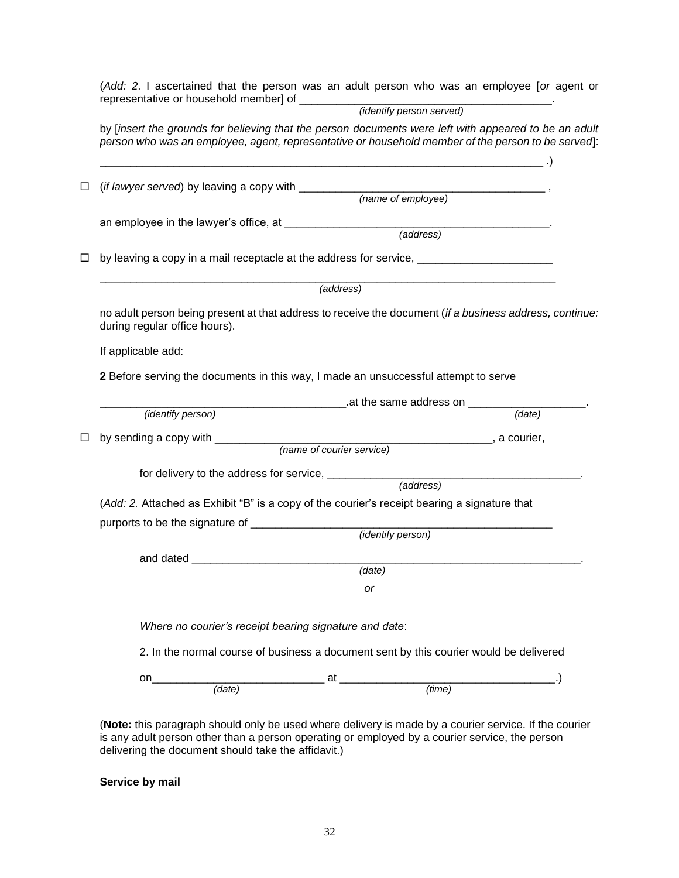(*Add: 2*. I ascertained that the person was an adult person who was an employee [*or* agent or representative or household member] of ________________________________________.
*(identify person served)*

by [*insert the grounds for believing that the person documents were left with appeared to be an adult person who was an employee, agent, representative or household member of the person to be served*]:

______________________________________________________________________ .)

☐ (*if lawyer served*) by leaving a copy with ________________________________________ ,
*(name of employee)*

an employee in the lawyer's office, at ____________________________________________.
*(address)*

☐ by leaving a copy in a mail receptacle at the address for service, ______________________

_________________________________________________________________________
*(address)*

no adult person being present at that address to receive the document (*if a business address, continue:* during regular office hours).

If applicable add:

**2** Before serving the documents in this way, I made an unsuccessful attempt to serve

________________________________________.at the same address on ___________________.
*(identify person)* *(date)*

☐ by sending a copy with ______________________________________________, a courier,
*(name of courier service)*

for delivery to the address for service, _________________________________________.
*(address)*

(*Add: 2.* Attached as Exhibit "B" is a copy of the courier's receipt bearing a signature that

purports to be the signature of _________________________________________________
*(identify person)*

and dated ______________________________________________________________.
*(date)*

*or*

*Where no courier's receipt bearing signature and date*:

2. In the normal course of business a document sent by this courier would be delivered

on___________________________ at ___________________________________.)
*(date)* *(time)*

(**Note:** this paragraph should only be used where delivery is made by a courier service. If the courier is any adult person other than a person operating or employed by a courier service, the person delivering the document should take the affidavit.)

**Service by mail**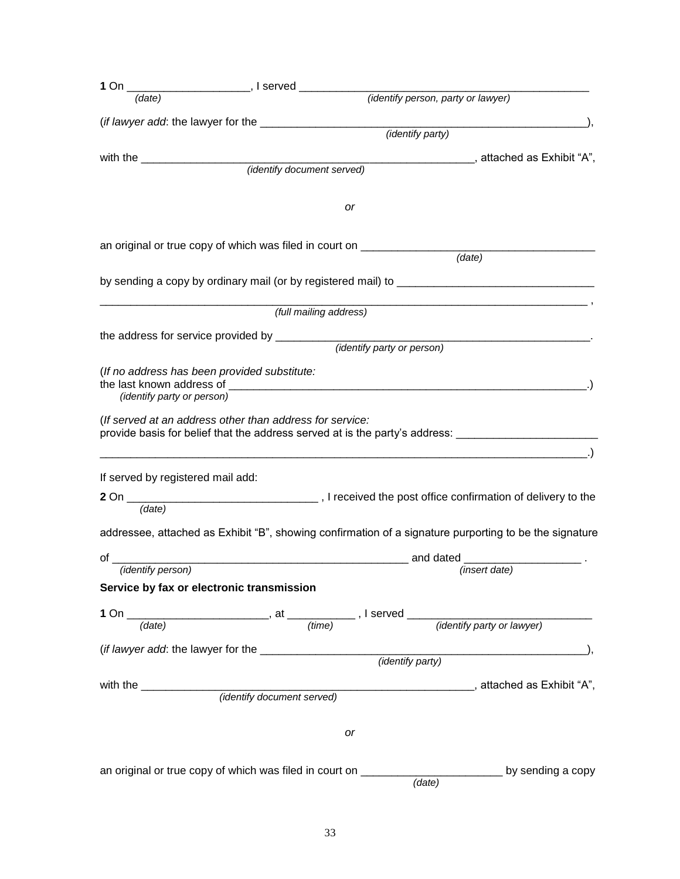**1** On ____________________, I served ___________________________________________________
*(date)* *(identify person, party or lawyer)*

(*if lawyer add*: the lawyer for the ______________________________________________________),
*(identify party)*

with the ______________________________________________________, attached as Exhibit "A",
*(identify document served)*

*or*

an original or true copy of which was filed in court on ______________________________________
*(date)*

by sending a copy by ordinary mail (or by registered mail) to ________________________________

________________________________________________________________________________ ,
*(full mailing address)*

the address for service provided by ____________________________________________________.
*(identify party or person)*

(*If no address has been provided substitute:*
the last known address of _____________________________________________________________.)
*(identify party or person)*

(*If served at an address other than address for service:*
provide basis for belief that the address served at is the party's address: _______________________

________________________________________________________________________________.)

If served by registered mail add:

**2** On ______________________________ , I received the post office confirmation of delivery to the
*(date)*

addressee, attached as Exhibit "B", showing confirmation of a signature purporting to be the signature

of ________________________________________________ and dated ___________________ .
*(identify person)* *(insert date)*

**Service by fax or electronic transmission**

**1** On ______________________, at ___________ , I served _____________________________
*(date)* *(time)* *(identify party or lawyer)*

(*if lawyer add*: the lawyer for the ______________________________________________________),
*(identify party)*

with the ______________________________________________________, attached as Exhibit "A",
*(identify document served)*

*or*

an original or true copy of which was filed in court on _______________________ by sending a copy
*(date)*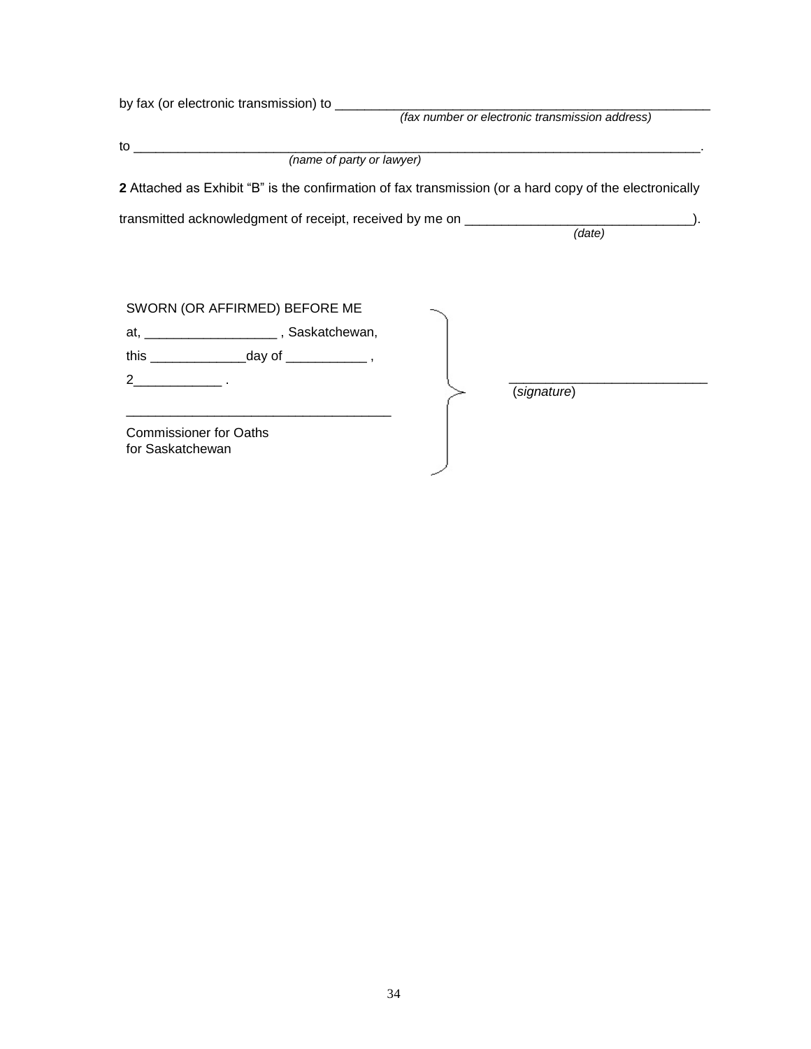by fax (or electronic transmission) to ___________________________________________________
*(fax number or electronic transmission address)*

to ___________________________________________________________________________.
*(name of party or lawyer)*

**2** Attached as Exhibit “B” is the confirmation of fax transmission (or a hard copy of the electronically transmitted acknowledgment of receipt, received by me on ______________________________).
*(date)*

SWORN (OR AFFIRMED) BEFORE ME
at, _________________ , Saskatchewan,
this ____________day of __________ ,
2___________ .

__________________________________
Commissioner for Oaths
for Saskatchewan

__________________________
(*signature*)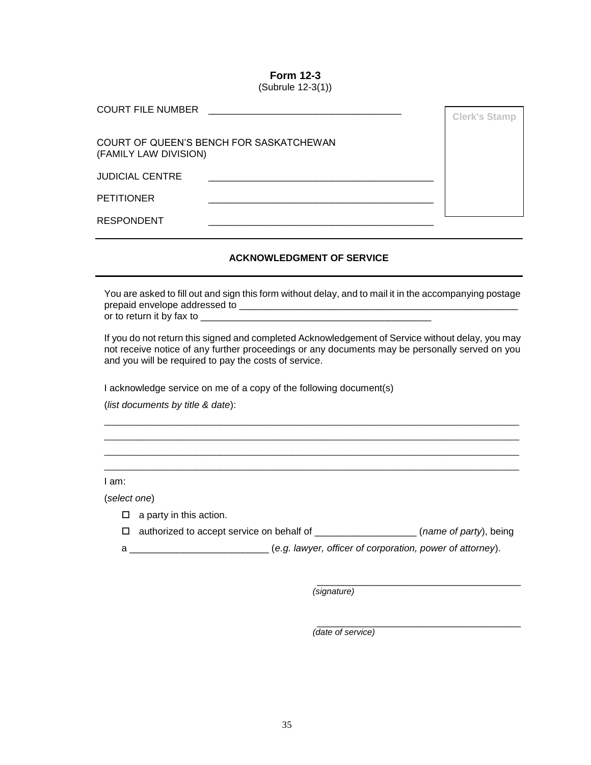**Form 12-3**
(Subrule 12-3(1))

COURT FILE NUMBER ____________________________________

Clerk's Stamp

COURT OF QUEEN'S BENCH FOR SASKATCHEWAN
(FAMILY LAW DIVISION)

JUDICIAL CENTRE ________________________________________

PETITIONER ________________________________________

RESPONDENT ________________________________________

---

**ACKNOWLEDGMENT OF SERVICE**

---

You are asked to fill out and sign this form without delay, and to mail it in the accompanying postage prepaid envelope addressed to _____________________________________________________ or to return it by fax to ___________________________________________

If you do not return this signed and completed Acknowledgement of Service without delay, you may not receive notice of any further proceedings or any documents may be personally served on you and you will be required to pay the costs of service.

I acknowledge service on me of a copy of the following document(s)

(*list documents by title & date*):

______________________________________________________________________________
______________________________________________________________________________
______________________________________________________________________________
______________________________________________________________________________

I am:

(*select one*)

☐ a party in this action.

☐ authorized to accept service on behalf of __________________ (*name of party*), being

a _________________________ (*e.g. lawyer, officer of corporation, power of attorney*).

______________________________________
*(signature)*

______________________________________
*(date of service)*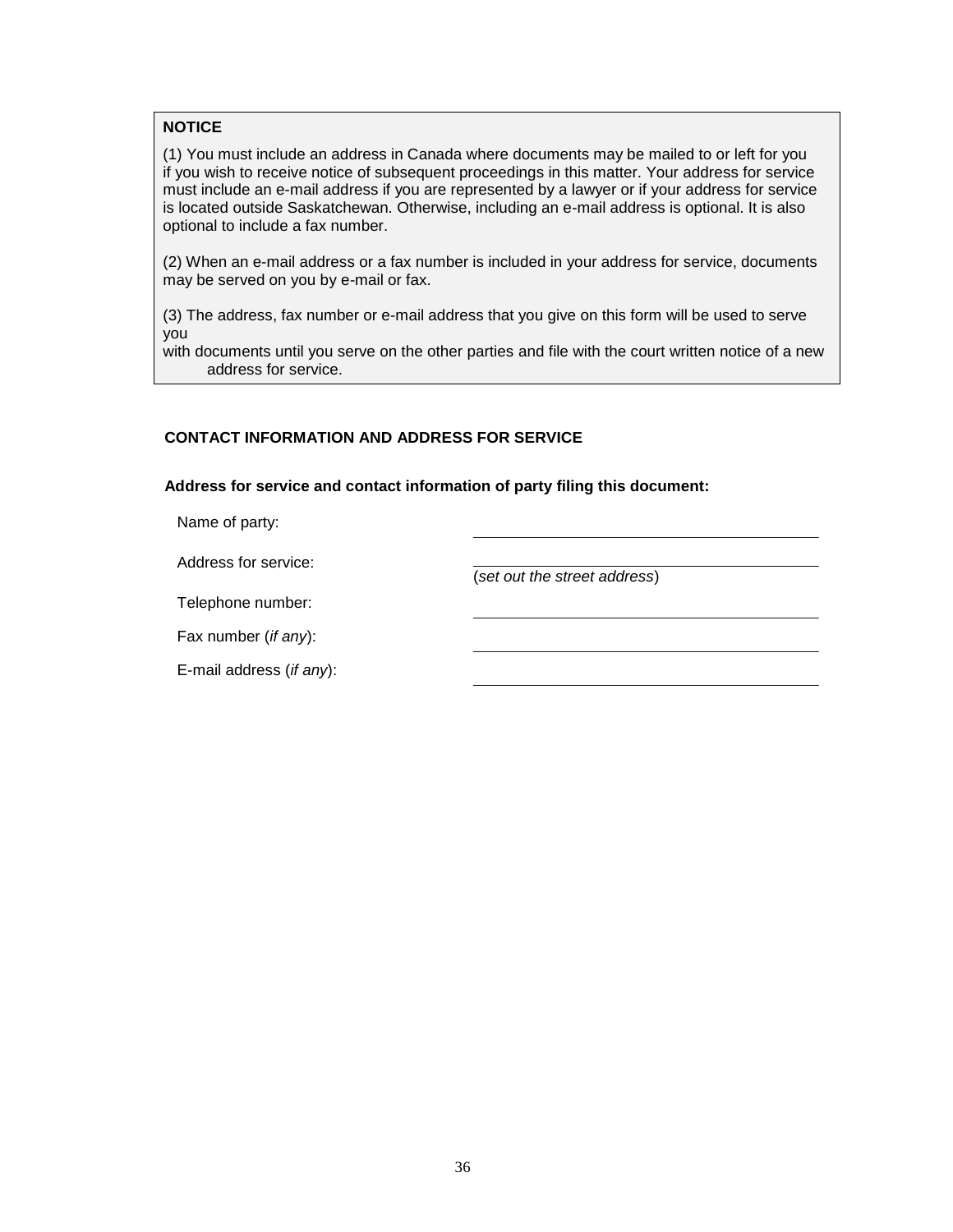**NOTICE**

(1) You must include an address in Canada where documents may be mailed to or left for you if you wish to receive notice of subsequent proceedings in this matter. Your address for service must include an e-mail address if you are represented by a lawyer or if your address for service is located outside Saskatchewan. Otherwise, including an e-mail address is optional. It is also optional to include a fax number.

(2) When an e-mail address or a fax number is included in your address for service, documents may be served on you by e-mail or fax.

(3) The address, fax number or e-mail address that you give on this form will be used to serve you with documents until you serve on the other parties and file with the court written notice of a new address for service.

**CONTACT INFORMATION AND ADDRESS FOR SERVICE**

**Address for service and contact information of party filing this document:**

Name of party: ______________________________

Address for service: ______________________________
(*set out the street address*)

Telephone number: ______________________________

Fax number (*if any*): ______________________________

E-mail address (*if any*): ______________________________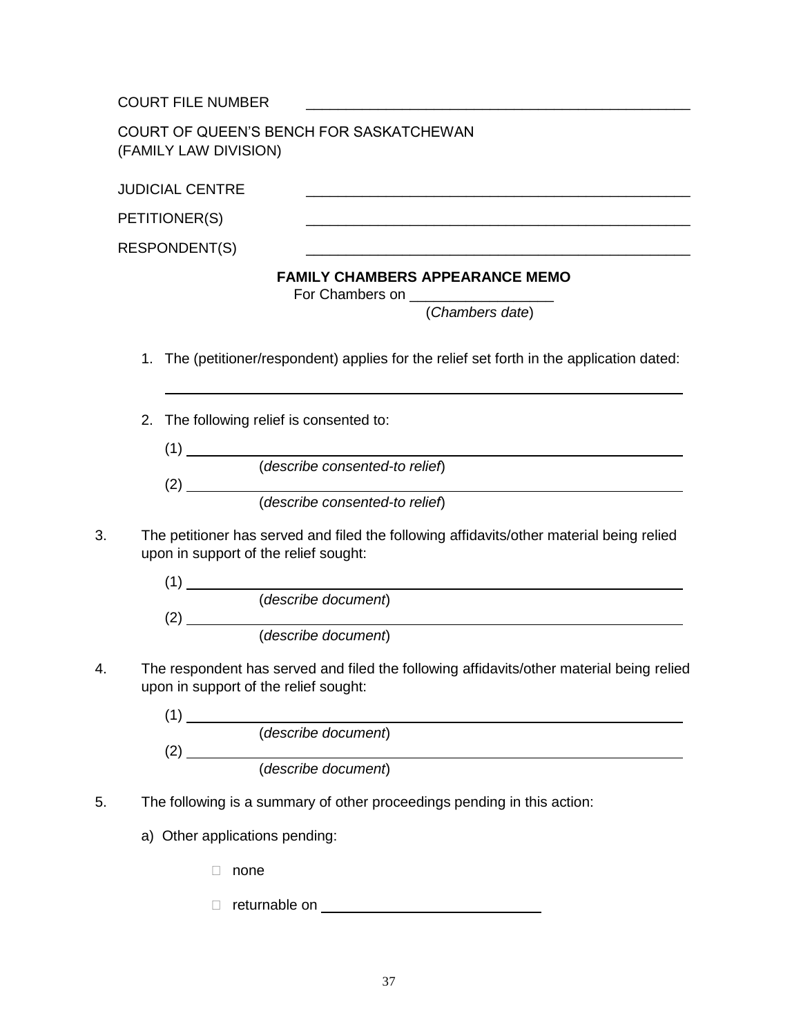COURT FILE NUMBER \_\_\_\_\_\_\_\_\_\_\_\_\_\_\_\_\_\_\_\_\_\_\_\_\_\_\_\_\_\_\_\_\_\_\_\_\_\_\_\_

COURT OF QUEEN'S BENCH FOR SASKATCHEWAN
(FAMILY LAW DIVISION)

JUDICIAL CENTRE \_\_\_\_\_\_\_\_\_\_\_\_\_\_\_\_\_\_\_\_\_\_\_\_\_\_\_\_\_\_\_\_\_\_\_\_\_\_\_\_

PETITIONER(S) \_\_\_\_\_\_\_\_\_\_\_\_\_\_\_\_\_\_\_\_\_\_\_\_\_\_\_\_\_\_\_\_\_\_\_\_\_\_\_\_

RESPONDENT(S) \_\_\_\_\_\_\_\_\_\_\_\_\_\_\_\_\_\_\_\_\_\_\_\_\_\_\_\_\_\_\_\_\_\_\_\_\_\_\_\_

**FAMILY CHAMBERS APPEARANCE MEMO**

For Chambers on \_\_\_\_\_\_\_\_\_\_\_\_\_\_\_\_\_\_
(*Chambers date*)

1. The (petitioner/respondent) applies for the relief set forth in the application dated:

   \_\_\_\_\_\_\_\_\_\_\_\_\_\_\_\_\_\_\_\_\_\_\_\_\_\_\_\_\_\_\_\_\_\_\_\_\_\_\_\_\_\_\_\_\_\_\_\_\_\_\_\_

2. The following relief is consented to:

   (1) \_\_\_\_\_\_\_\_\_\_\_\_\_\_\_\_\_\_\_\_\_\_\_\_\_\_\_\_\_\_\_\_\_\_\_\_\_\_\_\_\_\_\_\_\_\_\_\_
   (*describe consented-to relief*)

   (2) \_\_\_\_\_\_\_\_\_\_\_\_\_\_\_\_\_\_\_\_\_\_\_\_\_\_\_\_\_\_\_\_\_\_\_\_\_\_\_\_\_\_\_\_\_\_\_\_
   (*describe consented-to relief*)

3. The petitioner has served and filed the following affidavits/other material being relied upon in support of the relief sought:

   (1) \_\_\_\_\_\_\_\_\_\_\_\_\_\_\_\_\_\_\_\_\_\_\_\_\_\_\_\_\_\_\_\_\_\_\_\_\_\_\_\_\_\_\_\_\_\_\_\_
   (*describe document*)

   (2) \_\_\_\_\_\_\_\_\_\_\_\_\_\_\_\_\_\_\_\_\_\_\_\_\_\_\_\_\_\_\_\_\_\_\_\_\_\_\_\_\_\_\_\_\_\_\_\_
   (*describe document*)

4. The respondent has served and filed the following affidavits/other material being relied upon in support of the relief sought:

   (1) \_\_\_\_\_\_\_\_\_\_\_\_\_\_\_\_\_\_\_\_\_\_\_\_\_\_\_\_\_\_\_\_\_\_\_\_\_\_\_\_\_\_\_\_\_\_\_\_
   (*describe document*)

   (2) \_\_\_\_\_\_\_\_\_\_\_\_\_\_\_\_\_\_\_\_\_\_\_\_\_\_\_\_\_\_\_\_\_\_\_\_\_\_\_\_\_\_\_\_\_\_\_\_
   (*describe document*)

5. The following is a summary of other proceedings pending in this action:

   a) Other applications pending:

   - ☐ none
   - ☐ returnable on \_\_\_\_\_\_\_\_\_\_\_\_\_\_\_\_\_\_\_\_\_\_\_\_\_\_\_\_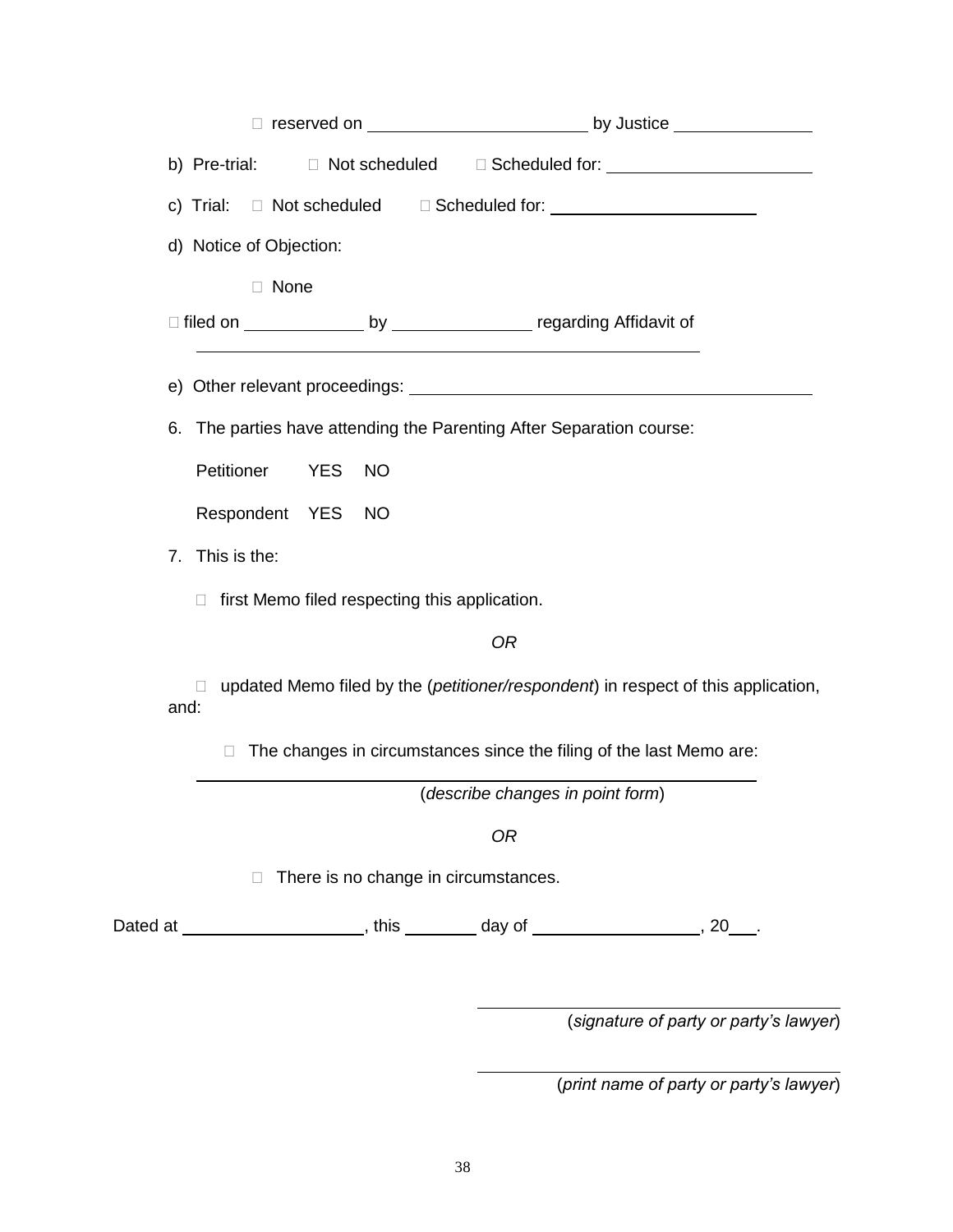☐ reserved on \_\_\_\_\_\_\_\_\_\_\_\_\_\_\_\_\_\_\_\_\_\_\_\_ by Justice \_\_\_\_\_\_\_\_\_\_\_\_\_\_\_\_

b) Pre-trial: ☐ Not scheduled ☐ Scheduled for: \_\_\_\_\_\_\_\_\_\_\_\_\_\_\_\_\_\_\_\_\_\_\_\_

c) Trial: ☐ Not scheduled ☐ Scheduled for: \_\_\_\_\_\_\_\_\_\_\_\_\_\_\_\_\_\_\_\_\_\_\_\_

d) Notice of Objection:

☐ None

☐ filed on \_\_\_\_\_\_\_\_\_\_\_\_\_\_ by \_\_\_\_\_\_\_\_\_\_\_\_\_\_\_\_ regarding Affidavit of \_\_\_\_\_\_\_\_\_\_\_\_\_\_\_\_\_\_\_\_\_\_\_\_\_\_\_\_\_\_\_\_\_\_\_\_\_\_\_\_\_\_\_\_\_\_\_\_\_\_\_\_\_\_\_\_\_\_\_\_

e) Other relevant proceedings: \_\_\_\_\_\_\_\_\_\_\_\_\_\_\_\_\_\_\_\_\_\_\_\_\_\_\_\_\_\_\_\_\_\_\_\_\_\_\_\_\_\_\_\_\_\_

6. The parties have attending the Parenting After Separation course:

   Petitioner YES NO

   Respondent YES NO

7. This is the:

   ☐ first Memo filed respecting this application.

   *OR*

   ☐ updated Memo filed by the (*petitioner/respondent*) in respect of this application, and:

   ☐ The changes in circumstances since the filing of the last Memo are:

   \_\_\_\_\_\_\_\_\_\_\_\_\_\_\_\_\_\_\_\_\_\_\_\_\_\_\_\_\_\_\_\_\_\_\_\_\_\_\_\_\_\_\_\_\_\_\_\_\_\_\_\_\_\_\_\_\_\_\_\_
   (*describe changes in point form*)

   *OR*

   ☐ There is no change in circumstances.

Dated at \_\_\_\_\_\_\_\_\_\_\_\_\_\_\_\_\_\_\_\_, this \_\_\_\_\_\_\_\_ day of \_\_\_\_\_\_\_\_\_\_\_\_\_\_\_\_\_\_\_, 20\_\_\_.

\_\_\_\_\_\_\_\_\_\_\_\_\_\_\_\_\_\_\_\_\_\_\_\_\_\_\_\_\_\_\_\_\_\_\_\_\_\_\_\_\_\_\_\_
(*signature of party or party's lawyer*)

\_\_\_\_\_\_\_\_\_\_\_\_\_\_\_\_\_\_\_\_\_\_\_\_\_\_\_\_\_\_\_\_\_\_\_\_\_\_\_\_\_\_\_\_
(*print name of party or party's lawyer*)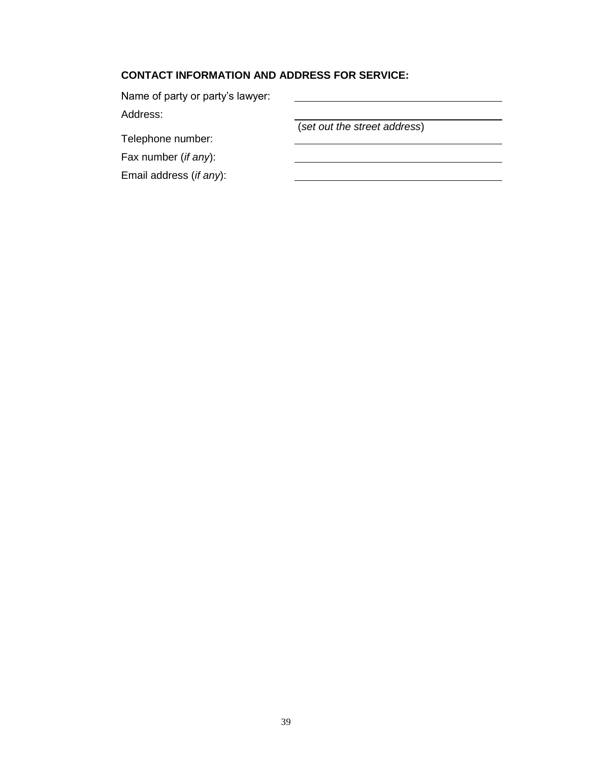**CONTACT INFORMATION AND ADDRESS FOR SERVICE:**

Name of party or party's lawyer: \_\_\_\_\_\_\_\_\_\_\_\_\_\_\_\_\_\_\_\_\_\_\_\_\_\_\_\_\_\_\_\_

Address: \_\_\_\_\_\_\_\_\_\_\_\_\_\_\_\_\_\_\_\_\_\_\_\_\_\_\_\_\_\_\_\_
(*set out the street address*)

Telephone number: \_\_\_\_\_\_\_\_\_\_\_\_\_\_\_\_\_\_\_\_\_\_\_\_\_\_\_\_\_\_\_\_

Fax number (*if any*): \_\_\_\_\_\_\_\_\_\_\_\_\_\_\_\_\_\_\_\_\_\_\_\_\_\_\_\_\_\_\_\_

Email address (*if any*): \_\_\_\_\_\_\_\_\_\_\_\_\_\_\_\_\_\_\_\_\_\_\_\_\_\_\_\_\_\_\_\_